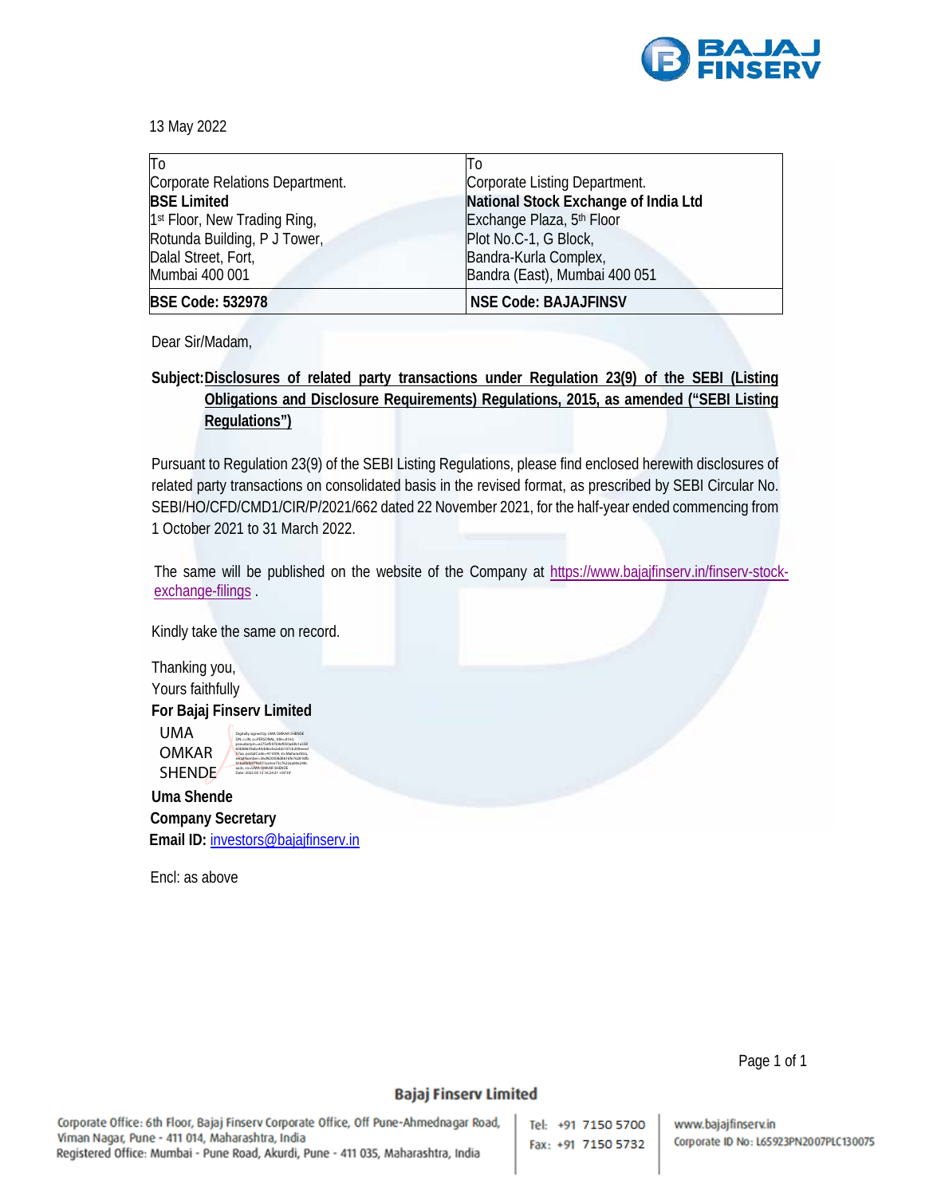13 May 2022

| To<br>Corporate Relations Department.<br>**BSE Limited**<br>1st Floor, New Trading Ring,<br>Rotunda Building, P J Tower,<br>Dalal Street, Fort,<br>Mumbai 400 001 | To<br>Corporate Listing Department.<br>**National Stock Exchange of India Ltd**<br>Exchange Plaza, 5th Floor<br>Plot No.C-1, G Block,<br>Bandra-Kurla Complex,<br>Bandra (East), Mumbai 400 051 |
|---|---|
| **BSE Code: 532978** | **NSE Code: BAJAJFINSV** |

Dear Sir/Madam,

**Subject: Disclosures of related party transactions under Regulation 23(9) of the SEBI (Listing Obligations and Disclosure Requirements) Regulations, 2015, as amended ("SEBI Listing Regulations")**

Pursuant to Regulation 23(9) of the SEBI Listing Regulations, please find enclosed herewith disclosures of related party transactions on consolidated basis in the revised format, as prescribed by SEBI Circular No. SEBI/HO/CFD/CMD1/CIR/P/2021/662 dated 22 November 2021, for the half-year ended commencing from 1 October 2021 to 31 March 2022.

The same will be published on the website of the Company at https://www.bajajfinserv.in/finserv-stock-exchange-filings .

Kindly take the same on record.

Thanking you,
Yours faithfully
**For Bajaj Finserv Limited**

UMA OMKAR SHENDE (Digitally signed by UMA OMKAR SHENDE, Date: 2022.05.13 16:24:21 +05'30')

**Uma Shende**
**Company Secretary**
**Email ID:** investors@bajajfinserv.in

Encl: as above

**Bajaj Finserv Limited**

Corporate Office: 6th Floor, Bajaj Finserv Corporate Office, Off Pune-Ahmednagar Road, Viman Nagar, Pune - 411 014, Maharashtra, India
Registered Office: Mumbai - Pune Road, Akurdi, Pune - 411 035, Maharashtra, India

Tel: +91 7150 5700
Fax: +91 7150 5732

www.bajajfinserv.in
Corporate ID No: L65923PN2007PLC130075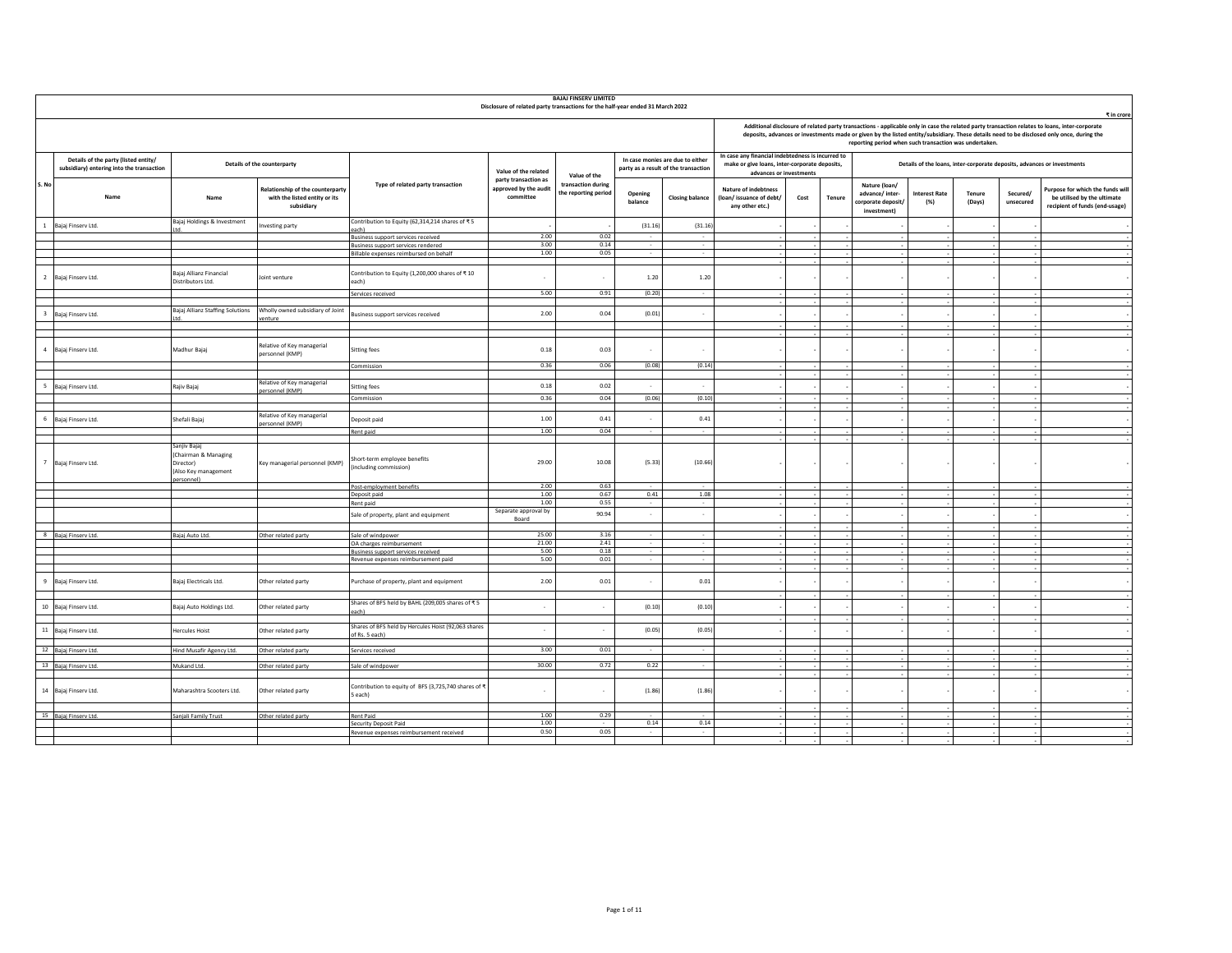**BAJAJ FINSERV LIMITED**

**Disclosure of related party transactions for the half-year ended 31 March 2022**

₹ in crore

| S. No | Details of the party (listed entity/ subsidiary) entering into the transaction | Details of the counterparty | | Type of related party transaction | Value of the related party transaction as approved by the audit committee | Value of the transaction during the reporting period | In case monies are due to either party as a result of the transaction | | Additional disclosure of related party transactions - applicable only in case the related party transaction relates to loans, inter-corporate deposits, advances or investments made or given by the listed entity/subsidiary. These details need to be disclosed only once, during the reporting period when such transaction was undertaken. In case any financial indebtedness is incurred to make or give loans, inter-corporate deposits, advances or investments | | | Details of the loans, inter-corporate deposits, advances or investments | | | | |
|---|---|---|---|---|---|---|---|---|---|---|---|---|---|---|---|---|
| | Name | Name | Relationship of the counterparty with the listed entity or its subsidiary | | | | Opening balance | Closing balance | Nature of indebtness (loan/ issuance of debt/ any other etc.) | Cost | Tenure | Nature (loan/ advance/ inter-corporate deposit/ investment) | Interest Rate (%) | Tenure (Days) | Secured/ unsecured | Purpose for which the funds will be utilised by the ultimate recipient of funds (end-usage) |
| 1 | Bajaj Finserv Ltd. | Bajaj Holdings & Investment Ltd. | Investing party | Contribution to Equity (62,314,214 shares of ₹ 5 each) | - | - | (31.16) | (31.16) | - | - | - | - | - | - | - | - |
| | | | | Business support services received | 2.00 | 0.02 | - | - | - | - | - | - | - | - | - | - |
| | | | | Business support services rendered | 3.00 | 0.14 | - | - | - | - | - | - | - | - | - | - |
| | | | | Billable expenses reimbursed on behalf | 1.00 | 0.05 | - | - | - | - | - | - | - | - | - | - |
| 2 | Bajaj Finserv Ltd. | Bajaj Allianz Financial Distributors Ltd. | Joint venture | Contribution to Equity (1,200,000 shares of ₹ 10 each) | - | - | 1.20 | 1.20 | - | - | - | - | - | - | - | - |
| | | | | Services received | 5.00 | 0.91 | (0.20) | - | - | - | - | - | - | - | - | - |
| 3 | Bajaj Finserv Ltd. | Bajaj Allianz Staffing Solutions Ltd. | Wholly owned subsidiary of Joint venture | Business support services received | 2.00 | 0.04 | (0.01) | - | - | - | - | - | - | - | - | - |
| 4 | Bajaj Finserv Ltd. | Madhur Bajaj | Relative of Key managerial personnel (KMP) | Sitting fees | 0.18 | 0.03 | - | - | - | - | - | - | - | - | - | - |
| | | | | Commission | 0.36 | 0.06 | (0.08) | (0.14) | - | - | - | - | - | - | - | - |
| 5 | Bajaj Finserv Ltd. | Rajiv Bajaj | Relative of Key managerial personnel (KMP) | Sitting fees | 0.18 | 0.02 | - | - | - | - | - | - | - | - | - | - |
| | | | | Commission | 0.36 | 0.04 | (0.06) | (0.10) | - | - | - | - | - | - | - | - |
| 6 | Bajaj Finserv Ltd. | Shefali Bajaj | Relative of Key managerial personnel (KMP) | Deposit paid | 1.00 | 0.41 | - | 0.41 | - | - | - | - | - | - | - | - |
| | | | | Rent paid | 1.00 | 0.04 | - | - | - | - | - | - | - | - | - | - |
| 7 | Bajaj Finserv Ltd. | Sanjiv Bajaj (Chairman & Managing Director) (Also Key management personnel) | Key managerial personnel (KMP) | Short-term employee benefits (Including commission) | 29.00 | 10.08 | (5.33) | (10.66) | - | - | - | - | - | - | - | - |
| | | | | Post-employment benefits | 2.00 | 0.63 | - | - | - | - | - | - | - | - | - | - |
| | | | | Deposit paid | 1.00 | 0.67 | 0.41 | 1.08 | - | - | - | - | - | - | - | - |
| | | | | Rent paid | 1.00 | 0.55 | - | - | - | - | - | - | - | - | - | - |
| | | | | Sale of property, plant and equipment | Separate approval by Board | 90.94 | - | - | - | - | - | - | - | - | - | - |
| 8 | Bajaj Finserv Ltd. | Bajaj Auto Ltd. | Other related party | Sale of windpower | 25.00 | 3.16 | - | - | - | - | - | - | - | - | - | - |
| | | | | OA charges reimbursement | 21.00 | 2.41 | - | - | - | - | - | - | - | - | - | - |
| | | | | Business support services received | 5.00 | 0.18 | - | - | - | - | - | - | - | - | - | - |
| | | | | Revenue expenses reimbursement paid | 5.00 | 0.01 | - | - | - | - | - | - | - | - | - | - |
| 9 | Bajaj Finserv Ltd. | Bajaj Electricals Ltd. | Other related party | Purchase of property, plant and equipment | 2.00 | 0.01 | - | 0.01 | - | - | - | - | - | - | - | - |
| 10 | Bajaj Finserv Ltd. | Bajaj Auto Holdings Ltd. | Other related party | Shares of BFS held by BAHL (209,005 shares of ₹ 5 each) | - | - | (0.10) | (0.10) | - | - | - | - | - | - | - | - |
| 11 | Bajaj Finserv Ltd. | Hercules Hoist | Other related party | Shares of BFS held by Hercules Hoist (92,063 shares of Rs. 5 each) | - | - | (0.05) | (0.05) | - | - | - | - | - | - | - | - |
| 12 | Bajaj Finserv Ltd. | Hind Musafir Agency Ltd. | Other related party | Services received | 3.00 | 0.01 | - | - | - | - | - | - | - | - | - | - |
| 13 | Bajaj Finserv Ltd. | Mukand Ltd. | Other related party | Sale of windpower | 30.00 | 0.72 | 0.22 | - | - | - | - | - | - | - | - | - |
| 14 | Bajaj Finserv Ltd. | Maharashtra Scooters Ltd. | Other related party | Contribution to equity of BFS (3,725,740 shares of ₹ 5 each) | - | - | (1.86) | (1.86) | - | - | - | - | - | - | - | - |
| 15 | Bajaj Finserv Ltd. | Sanjali Family Trust | Other related party | Rent Paid | 1.00 | 0.29 | - | - | - | - | - | - | - | - | - | - |
| | | | | Security Deposit Paid | 1.00 | - | 0.14 | 0.14 | - | - | - | - | - | - | - | - |
| | | | | Revenue expenses reimbursement received | 0.50 | 0.05 | - | - | - | - | - | - | - | - | - | - |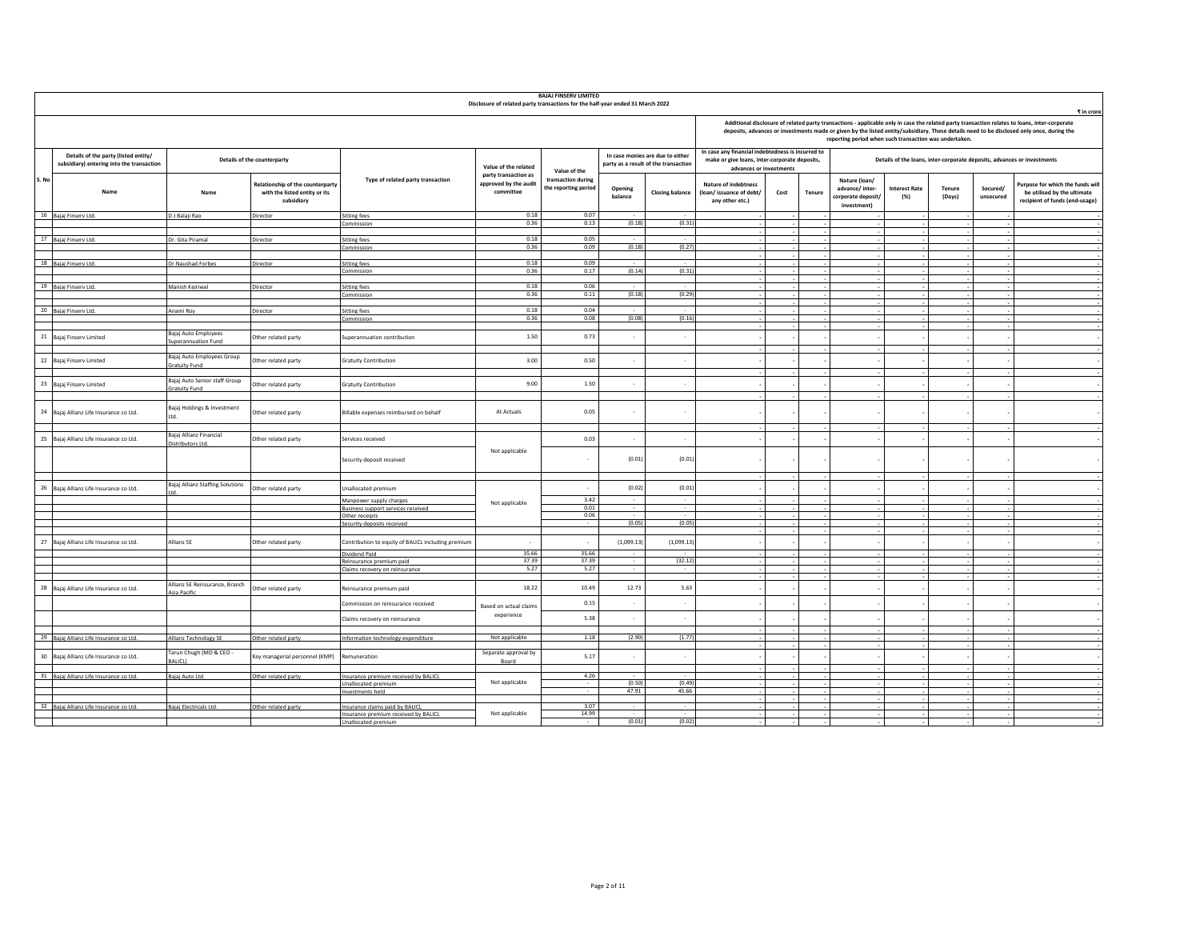# BAJAJ FINSERV LIMITED

**Disclosure of related party transactions for the half-year ended 31 March 2022**

₹ in crore

| S. No | Details of the party (listed entity/ subsidiary) entering into the transaction | Details of the counterparty | | Type of related party transaction | Value of the related party transaction as approved by the audit committee | Value of the transaction during the reporting period | In case monies are due to either party as a result of the transaction | | Additional disclosure of related party transactions - applicable only in case the related party transaction relates to loans, inter-corporate deposits, advances or investments made or given by the listed entity/subsidiary. These details need to be disclosed only once, during the reporting period when such transaction was undertaken. In case any financial indebtedness is incurred to make or give loans, inter-corporate deposits, advances or investments | | | Details of the loans, inter-corporate deposits, advances or investments | | | | | |
|---|---|---|---|---|---|---|---|---|---|---|---|---|---|---|---|---|
| | Name | Name | Relationship of the counterparty with the listed entity or its subsidiary | | | | Opening balance | Closing balance | Nature of indebtness (loan/ issuance of debt/ any other etc.) | Cost | Tenure | Nature (loan/ advance/ inter-corporate deposit/ investment) | Interest Rate (%) | Tenure (Days) | Secured/ unsecured | Purpose for which the funds will be utilised by the ultimate recipient of funds (end-usage) |
| 16 | Bajaj Finserv Ltd. | D J Balaji Rao | Director | Sitting fees | 0.18 | 0.07 | - | - | - | - | - | - | - | - | - | - |
| | | | | Commission | 0.36 | 0.13 | (0.18) | (0.31) | - | - | - | - | - | - | - | - |
| 17 | Bajaj Finserv Ltd. | Dr. Gita Piramal | Director | Sitting fees | 0.18 | 0.05 | - | - | - | - | - | - | - | - | - | - |
| | | | | Commission | 0.36 | 0.09 | (0.18) | (0.27) | - | - | - | - | - | - | - | - |
| 18 | Bajaj Finserv Ltd. | Dr.Naushad Forbes | Director | Sitting fees | 0.18 | 0.09 | - | - | - | - | - | - | - | - | - | - |
| | | | | Commission | 0.36 | 0.17 | (0.14) | (0.31) | - | - | - | - | - | - | - | - |
| 19 | Bajaj Finserv Ltd. | Manish Kejriwal | Director | Sitting fees | 0.18 | 0.06 | - | - | - | - | - | - | - | - | - | - |
| | | | | Commission | 0.36 | 0.11 | (0.18) | (0.29) | - | - | - | - | - | - | - | - |
| 20 | Bajaj Finserv Ltd. | Anami Roy | Director | Sitting fees | 0.18 | 0.04 | - | - | - | - | - | - | - | - | - | - |
| | | | | Commission | 0.36 | 0.08 | (0.08) | (0.16) | - | - | - | - | - | - | - | - |
| 21 | Bajaj Finserv Limited | Bajaj Auto Employees Superannuation Fund | Other related party | Superannuation contribution | 1.50 | 0.73 | - | - | - | - | - | - | - | - | - | - |
| 22 | Bajaj Finserv Limited | Bajaj Auto Employees Group Gratuity Fund | Other related party | Gratuity Contribution | 3.00 | 0.50 | - | - | - | - | - | - | - | - | - | - |
| 23 | Bajaj Finserv Limited | Bajaj Auto Senior staff Group Gratuity Fund | Other related party | Gratuity Contribution | 9.00 | 1.50 | - | - | - | - | - | - | - | - | - | - |
| 24 | Bajaj Allianz Life Insurance co Ltd. | Bajaj Holdings & Investment Ltd. | Other related party | Billable expenses reimbursed on behalf | At Actuals | 0.05 | - | - | - | - | - | - | - | - | - | - |
| 25 | Bajaj Allianz Life Insurance co Ltd. | Bajaj Allianz Financial Distributors Ltd. | Other related party | Services received | Not applicable | 0.03 | - | - | - | - | - | - | - | - | - | - |
| | | | | Security deposit received | | - | (0.01) | (0.01) | - | - | - | - | - | - | - | - |
| 26 | Bajaj Allianz Life Insurance co Ltd. | Bajaj Allianz Staffing Solutions Ltd. | Other related party | Unallocated premium | Not applicable | - | (0.02) | (0.01) | - | - | - | - | - | - | - | - |
| | | | | Manpower supply charges | | 3.42 | - | - | - | - | - | - | - | - | - | - |
| | | | | Business support services received | | 0.01 | - | - | - | - | - | - | - | - | - | - |
| | | | | Other receipts | | 0.06 | - | - | - | - | - | - | - | - | - | - |
| | | | | Security deposits received | | - | (0.05) | (0.05) | - | - | - | - | - | - | - | - |
| 27 | Bajaj Allianz Life Insurance co Ltd. | Allianz SE | Other related party | Contribution to equity of BALICL including premium | - | - | (1,099.13) | (1,099.13) | - | - | - | - | - | - | - | - |
| | | | | Dividend Paid | 35.66 | 35.66 | - | - | - | - | - | - | - | - | - | - |
| | | | | Reinsurance premium paid | 37.39 | 37.39 | - | (32.12) | - | - | - | - | - | - | - | - |
| | | | | Claims recovery on reinsurance | 5.27 | 5.27 | - | - | - | - | - | - | - | - | - | - |
| 28 | Bajaj Allianz Life Insurance co Ltd. | Allianz SE Reinsurance, Branch Asia Pacific | Other related party | Reinsurance premium paid | 18.22 | 10.49 | 12.73 | 5.63 | - | - | - | - | - | - | - | - |
| | | | | Commission on reinsurance received | Based on actual claims experience | 0.15 | - | - | - | - | - | - | - | - | - | - |
| | | | | Claims recovery on reinsurance | | 5.38 | - | - | - | - | - | - | - | - | - | - |
| 29 | Bajaj Allianz Life Insurance co Ltd. | Allianz Technology SE | Other related party | Information technology expenditure | Not applicable | 1.18 | (2.90) | (1.77) | - | - | - | - | - | - | - | - |
| 30 | Bajaj Allianz Life Insurance co Ltd. | Tarun Chugh (MD & CEO - BALICL) | Key managerial personnel (KMP) | Remuneration | Separate approval by Board | 5.17 | - | - | - | - | - | - | - | - | - | - |
| 31 | Bajaj Allianz Life Insurance co Ltd. | Bajaj Auto Ltd. | Other related party | Insurance premium received by BALICL | Not applicable | 4.26 | - | - | - | - | - | - | - | - | - | - |
| | | | | Unallocated premium | | - | (0.50) | (0.49) | - | - | - | - | - | - | - | - |
| | | | | Investments held | | - | 47.91 | 45.66 | - | - | - | - | - | - | - | - |
| 32 | Bajaj Allianz Life Insurance co Ltd. | Bajaj Electricals Ltd. | Other related party | Insurance claims paid by BALICL | Not applicable | 3.07 | - | - | - | - | - | - | - | - | - | - |
| | | | | Insurance premium received by BALICL | | 14.99 | - | - | - | - | - | - | - | - | - | - |
| | | | | Unallocated premium | | - | (0.01) | (0.02) | - | - | - | - | - | - | - | - |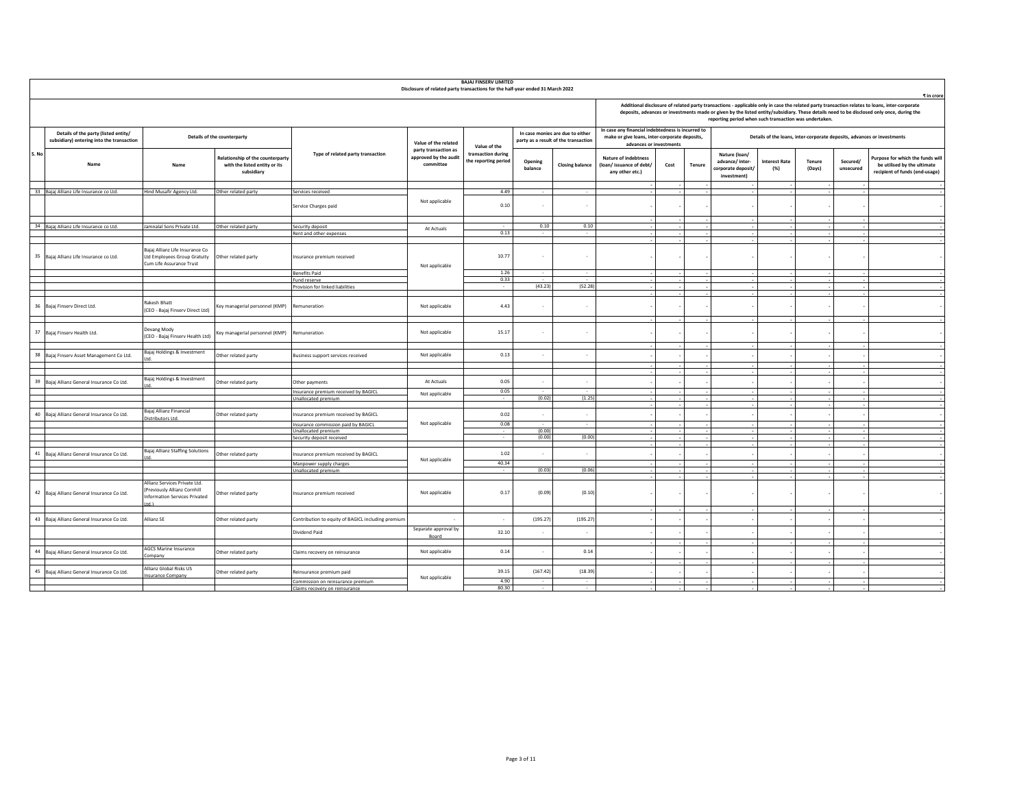**BAJAJ FINSERV LIMITED**

**Disclosure of related party transactions for the half-year ended 31 March 2022**

₹ in crore

| S. No | Details of the party (listed entity/ subsidiary) entering into the transaction | Details of the counterparty | | Type of related party transaction | Value of the related party transaction as approved by the audit committee | Value of the transaction during the reporting period | In case monies are due to either party as a result of the transaction | | Additional disclosure of related party transactions - applicable only in case the related party transaction relates to loans, inter-corporate deposits, advances or investments made or given by the listed entity/subsidiary. These details need to be disclosed only once, during the reporting period when such transaction was undertaken. In case any financial indebtedness is incurred to make or give loans, inter-corporate deposits, advances or investments | | | Details of the loans, inter-corporate deposits, advances or investments | | | | |
|---|---|---|---|---|---|---|---|---|---|---|---|---|---|---|---|---|
| | Name | Name | Relationship of the counterparty with the listed entity or its subsidiary | | | | Opening balance | Closing balance | Nature of indebtness (loan/ issuance of debt/ any other etc.) | Cost | Tenure | Nature (loan/ advance/ inter-corporate deposit/ investment) | Interest Rate (%) | Tenure (Days) | Secured/ unsecured | Purpose for which the funds will be utilised by the ultimate recipient of funds (end-usage) |
| 33 | Bajaj Allianz Life Insurance co Ltd. | Hind Musafir Agency Ltd. | Other related party | Services received | Not applicable | 4.49 | - | - | - | - | - | - | - | - | - | - |
| | | | | Service Charges paid | | 0.10 | - | - | - | - | - | - | - | - | - | - |
| 34 | Bajaj Allianz Life Insurance co Ltd. | Jamnalal Sons Private Ltd. | Other related party | Security deposit | At Actuals | - | 0.10 | 0.10 | - | - | - | - | - | - | - | - |
| | | | | Rent and other expenses | | 0.13 | - | - | - | - | - | - | - | - | - | - |
| 35 | Bajaj Allianz Life Insurance co Ltd. | Bajaj Allianz Life Insurance Co Ltd Employees Group Gratuity Cum Life Assurance Trust | Other related party | Insurance premium received | Not applicable | 10.77 | - | - | - | - | - | - | - | - | - | - |
| | | | | Benefits Paid | | 1.26 | - | - | - | - | - | - | - | - | - | - |
| | | | | Fund reserve | | 0.33 | - | - | - | - | - | - | - | - | - | - |
| | | | | Provision for linked liabilities | | - | (43.23) | (52.28) | - | - | - | - | - | - | - | - |
| 36 | Bajaj Finserv Direct Ltd. | Rakesh Bhatt (CEO - Bajaj Finserv Direct Ltd) | Key managerial personnel (KMP) | Remuneration | Not applicable | 4.43 | - | - | - | - | - | - | - | - | - | - |
| 37 | Bajaj Finserv Health Ltd. | Devang Mody (CEO - Bajaj Finserv Health Ltd) | Key managerial personnel (KMP) | Remuneration | Not applicable | 15.17 | - | - | - | - | - | - | - | - | - | - |
| 38 | Bajaj Finserv Asset Management Co Ltd. | Bajaj Holdings & Investment Ltd. | Other related party | Business support services received | Not applicable | 0.13 | - | - | - | - | - | - | - | - | - | - |
| 39 | Bajaj Allianz General Insurance Co Ltd. | Bajaj Holdings & Investment Ltd. | Other related party | Other payments | At Actuals | 0.05 | - | - | - | - | - | - | - | - | - | - |
| | | | | Insurance premium received by BAGICL | Not applicable | 0.05 | - | - | - | - | - | - | - | - | - | - |
| | | | | Unallocated premium | | - | (0.02) | (1.25) | - | - | - | - | - | - | - | - |
| 40 | Bajaj Allianz General Insurance Co Ltd. | Bajaj Allianz Financial Distributors Ltd. | Other related party | Insurance premium received by BAGICL | Not applicable | 0.02 | - | - | - | - | - | - | - | - | - | - |
| | | | | Insurance commission paid by BAGICL | | 0.08 | - | - | - | - | - | - | - | - | - | - |
| | | | | Unallocated premium | | - | (0.00) | - | - | - | - | - | - | - | - | - |
| | | | | Security deposit received | | - | (0.00) | (0.00) | - | - | - | - | - | - | - | - |
| 41 | Bajaj Allianz General Insurance Co Ltd. | Bajaj Allianz Staffing Solutions Ltd. | Other related party | Insurance premium received by BAGICL | Not applicable | 1.02 | - | - | - | - | - | - | - | - | - | - |
| | | | | Manpower supply charges | | 40.34 | - | - | - | - | - | - | - | - | - | - |
| | | | | Unallocated premium | | - | (0.03) | (0.06) | - | - | - | - | - | - | - | - |
| 42 | Bajaj Allianz General Insurance Co Ltd. | Allianz Services Private Ltd. (Previously Allianz Cornhill Information Services Privated Ltd.) | Other related party | Insurance premium received | Not applicable | 0.17 | (0.09) | (0.10) | - | - | - | - | - | - | - | - |
| 43 | Bajaj Allianz General Insurance Co Ltd. | Allianz SE | Other related party | Contribution to equity of BAGICL including premium | - | - | (195.27) | (195.27) | - | - | - | - | - | - | - | - |
| | | | | Dividend Paid | Separate approval by Board | 32.10 | - | - | - | - | - | - | - | - | - | - |
| 44 | Bajaj Allianz General Insurance Co Ltd. | AGCS Marine Insurance Company | Other related party | Claims recovery on reinsurance | Not applicable | 0.14 | - | 0.14 | - | - | - | - | - | - | - | - |
| 45 | Bajaj Allianz General Insurance Co Ltd. | Allianz Global Risks US Insurance Company | Other related party | Reinsurance premium paid | Not applicable | 39.15 | (167.42) | (18.39) | - | - | - | - | - | - | - | - |
| | | | | Commission on reinsurance premium | | 4.90 | - | - | - | - | - | - | - | - | - | - |
| | | | | Claims recovery on reinsurance | | 80.30 | - | - | - | - | - | - | - | - | - | - |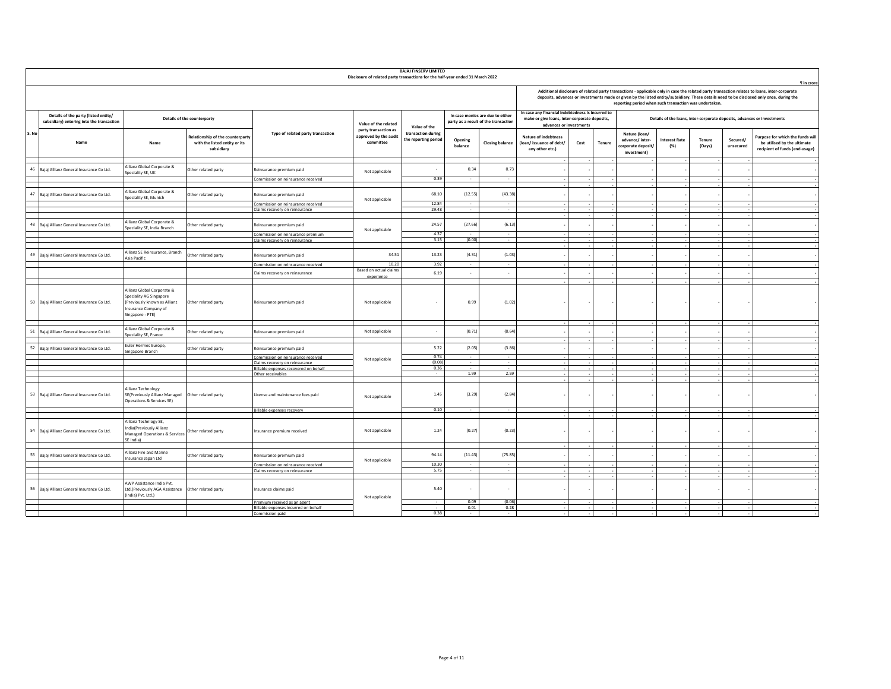**BAJAJ FINSERV LIMITED**

**Disclosure of related party transactions for the half-year ended 31 March 2022**

₹ in crore

| S. No | Details of the party (listed entity/ subsidiary) entering into the transaction | Details of the counterparty | | Type of related party transaction | Value of the related party transaction as approved by the audit committee | Value of the transaction during the reporting period | In case monies are due to either party as a result of the transaction | | Additional disclosure of related party transactions - applicable only in case the related party transaction relates to loans, inter-corporate deposits, advances or investments made or given by the listed entity/subsidiary. These details need to be disclosed only once, during the reporting period when such transaction was undertaken. | | | | | | | |
|---|---|---|---|---|---|---|---|---|---|---|---|---|---|---|---|---|
| | | | | | | | | | In case any financial indebtedness is incurred to make or give loans, inter-corporate deposits, advances or investments | | | Details of the loans, inter-corporate deposits, advances or investments | | | | |
| | Name | Name | Relationship of the counterparty with the listed entity or its subsidiary | | | | Opening balance | Closing balance | Nature of indebtness (loan/ issuance of debt/ any other etc.) | Cost | Tenure | Nature (loan/ advance/ inter-corporate deposit/ investment) | Interest Rate (%) | Tenure (Days) | Secured/ unsecured | Purpose for which the funds will be utilised by the ultimate recipient of funds (end-usage) |
| 46 | Bajaj Allianz General Insurance Co Ltd. | Allianz Global Corporate & Speciality SE, UK | Other related party | Reinsurance premium paid | Not applicable | - | 0.34 | 0.73 | - | - | - | - | - | - | - | - |
| | | | | Commission on reinsurance received | | 0.39 | - | - | - | - | - | - | - | - | - | - |
| 47 | Bajaj Allianz General Insurance Co Ltd. | Allianz Global Corporate & Speciality SE, Munich | Other related party | Reinsurance premium paid | Not applicable | 68.10 | (12.55) | (43.38) | - | - | - | - | - | - | - | - |
| | | | | Commission on reinsurance received | | 12.84 | - | - | - | - | - | - | - | - | - | - |
| | | | | Claims recovery on reinsurance | | 29.48 | - | - | - | - | - | - | - | - | - | - |
| 48 | Bajaj Allianz General Insurance Co Ltd. | Allianz Global Corporate & Speciality SE, India Branch | Other related party | Reinsurance premium paid | Not applicable | 24.57 | (27.66) | (6.13) | - | - | - | - | - | - | - | - |
| | | | | Commission on reinsurance premium | | 4.37 | - | - | - | - | - | - | - | - | - | - |
| | | | | Claims recovery on reinsurance | | 3.15 | (0.00) | - | - | - | - | - | - | - | - | - |
| 49 | Bajaj Allianz General Insurance Co Ltd. | Allianz SE Reinsurance, Branch Asia Pacific | Other related party | Reinsurance premium paid | 34.51 | 13.23 | (4.31) | (1.03) | - | - | - | - | - | - | - | - |
| | | | | Commission on reinsurance received | 10.20 | 3.92 | - | - | - | - | - | - | - | - | - | - |
| | | | | Claims recovery on reinsurance | Based on actual claims experience | 6.19 | - | - | - | - | - | - | - | - | - | - |
| 50 | Bajaj Allianz General Insurance Co Ltd. | Allianz Global Corporate & Speciality AG Singapore (Previously known as Allianz Insurance Company of Singapore - PTE) | Other related party | Reinsurance premium paid | Not applicable | - | 0.99 | (1.02) | - | - | - | - | - | - | - | - |
| 51 | Bajaj Allianz General Insurance Co Ltd. | Allianz Global Corporate & Speciality SE, France | Other related party | Reinsurance premium paid | Not applicable | - | (0.71) | (0.64) | - | - | - | - | - | - | - | - |
| 52 | Bajaj Allianz General Insurance Co Ltd. | Euler Hermes Europe, Singapore Branch | Other related party | Reinsurance premium paid | Not applicable | 5.22 | (2.05) | (3.86) | - | - | - | - | - | - | - | - |
| | | | | Commission on reinsurance received | | 0.74 | - | - | - | - | - | - | - | - | - | - |
| | | | | Claims recovery on reinsurance | | (0.08) | - | - | - | - | - | - | - | - | - | - |
| | | | | Billable expenses recovered on behalf | | 0.36 | - | - | - | - | - | - | - | - | - | - |
| | | | | Other receivables | | - | 1.99 | 2.59 | - | - | - | - | - | - | - | - |
| 53 | Bajaj Allianz General Insurance Co Ltd. | Allianz Technology SE(Previously Allianz Managed Operations & Services SE) | Other related party | License and maintenance fees paid | Not applicable | 1.45 | (3.29) | (2.84) | - | - | - | - | - | - | - | - |
| | | | | Billable expenses recovery | | 0.10 | - | - | - | - | - | - | - | - | - | - |
| 54 | Bajaj Allianz General Insurance Co Ltd. | Allianz Technlogy SE, India(Previously Allianz Managed Operations & Services SE India) | Other related party | Insurance premium received | Not applicable | 1.24 | (0.27) | (0.23) | - | - | - | - | - | - | - | - |
| 55 | Bajaj Allianz General Insurance Co Ltd. | Allianz Fire and Marine Insurance Japan Ltd | Other related party | Reinsurance premium paid | Not applicable | 94.14 | (11.43) | (75.85) | - | - | - | - | - | - | - | - |
| | | | | Commission on reinsurance received | | 10.30 | - | - | - | - | - | - | - | - | - | - |
| | | | | Claims recovery on reinsurance | | 5.75 | - | - | - | - | - | - | - | - | - | - |
| 56 | Bajaj Allianz General Insurance Co Ltd. | AWP Assistance India Pvt. Ltd.(Previously AGA Assistance (India) Pvt. Ltd.) | Other related party | Insurance claims paid | Not applicable | 5.40 | - | - | - | - | - | - | - | - | - | - |
| | | | | Premium received as an agent | | - | 0.09 | (0.06) | - | - | - | - | - | - | - | - |
| | | | | Billable expenses incurred on behalf | | - | 0.01 | 0.28 | - | - | - | - | - | - | - | - |
| | | | | Commission paid | | 0.38 | - | - | - | - | - | - | - | - | - | - |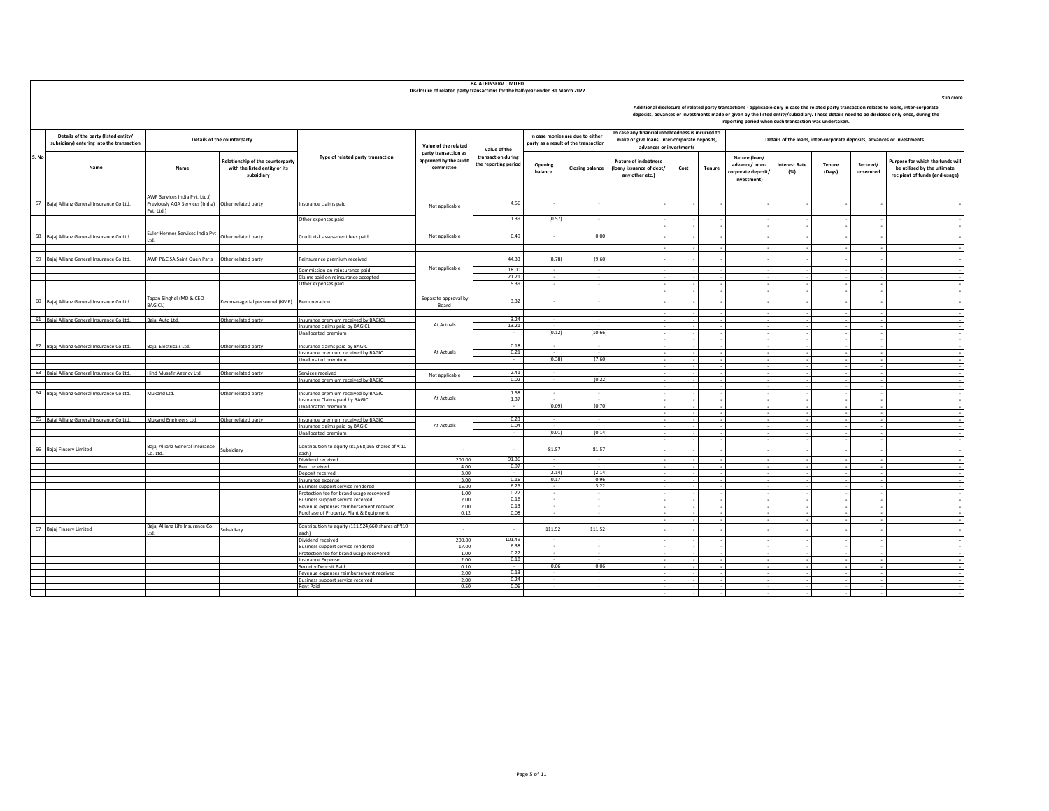**BAJAJ FINSERV LIMITED**

**Disclosure of related party transactions for the half-year ended 31 March 2022**

₹ in crore

| S. No | Details of the party (listed entity/ subsidiary) entering into the transaction | Details of the counterparty | | Type of related party transaction | Value of the related party transaction as approved by the audit committee | Value of the transaction during the reporting period | In case monies are due to either party as a result of the transaction | | Additional disclosure of related party transactions - applicable only in case the related party transaction relates to loans, inter-corporate deposits, advances or investments made or given by the listed entity/subsidiary. These details need to be disclosed only once, during the reporting period when such transaction was undertaken. | | | | | | | |
|---|---|---|---|---|---|---|---|---|---|---|---|---|---|---|---|---|
| | | | | | | | | | In case any financial indebtedness is incurred to make or give loans, inter-corporate deposits, advances or investments | | | Details of the loans, inter-corporate deposits, advances or investments | | | | |
| | Name | Name | Relationship of the counterparty with the listed entity or its subsidiary | | | | Opening balance | Closing balance | Nature of indebtness (loan/ issuance of debt/ any other etc.) | Cost | Tenure | Nature (loan/ advance/ inter-corporate deposit/ investment) | Interest Rate (%) | Tenure (Days) | Secured/ unsecured | Purpose for which the funds will be utilised by the ultimate recipient of funds (end-usage) |
| 57 | Bajaj Allianz General Insurance Co Ltd. | AWP Services India Pvt. Ltd.( Previously AGA Services (India) Pvt. Ltd.) | Other related party | Insurance claims paid | Not applicable | 4.56 | - | - | - | - | - | - | - | - | - | - |
| | | | | Other expenses paid | | 1.39 | (0.57) | - | - | - | - | - | - | - | - | - |
| 58 | Bajaj Allianz General Insurance Co Ltd. | Euler Hermes Services India Pvt Ltd. | Other related party | Credit risk assessment fees paid | Not applicable | 0.49 | - | 0.00 | - | - | - | - | - | - | - | - |
| 59 | Bajaj Allianz General Insurance Co Ltd. | AWP P&C SA Saint Ouen Paris | Other related party | Reinsurance premium received | Not applicable | 44.33 | (8.78) | (9.60) | - | - | - | - | - | - | - | - |
| | | | | Commission on reinsurance paid | | 18.00 | - | - | - | - | - | - | - | - | - | - |
| | | | | Claims paid on reinsurance accepted | | 21.21 | - | - | - | - | - | - | - | - | - | - |
| | | | | Other expenses paid | | 5.39 | - | - | - | - | - | - | - | - | - | - |
| 60 | Bajaj Allianz General Insurance Co Ltd. | Tapan Singhel (MD & CEO - BAGICL) | Key managerial personnel (KMP) | Remuneration | Separate approval by Board | 3.32 | - | - | - | - | - | - | - | - | - | - |
| 61 | Bajaj Allianz General Insurance Co Ltd. | Bajaj Auto Ltd. | Other related party | Insurance premium received by BAGICL | At Actuals | 3.24 | - | - | - | - | - | - | - | - | - | - |
| | | | | Insurance claims paid by BAGICL | | 13.21 | - | - | - | - | - | - | - | - | - | - |
| | | | | Unallocated premium | | - | (0.12) | (10.66) | - | - | - | - | - | - | - | - |
| 62 | Bajaj Allianz General Insurance Co Ltd. | Bajaj Electricals Ltd. | Other related party | Insurance claims paid by BAGIC | At Actuals | 0.18 | - | - | - | - | - | - | - | - | - | - |
| | | | | Insurance premium received by BAGIC | | 0.21 | - | - | - | - | - | - | - | - | - | - |
| | | | | Unallocated premium | | - | (0.38) | (7.60) | - | - | - | - | - | - | - | - |
| 63 | Bajaj Allianz General Insurance Co Ltd. | Hind Musafir Agency Ltd. | Other related party | Services received | Not applicable | 2.41 | - | - | - | - | - | - | - | - | - | - |
| | | | | Insurance premium received by BAGIC | | 0.02 | - | (0.22) | - | - | - | - | - | - | - | - |
| 64 | Bajaj Allianz General Insurance Co Ltd. | Mukand Ltd. | Other related party | Insurance premium received by BAGIC | At Actuals | 1.58 | - | - | - | - | - | - | - | - | - | - |
| | | | | Insurance Claims paid by BAGIC | | 1.37 | - | - | - | - | - | - | - | - | - | - |
| | | | | Unallocated premium | | - | (0.09) | (0.70) | - | - | - | - | - | - | - | - |
| 65 | Bajaj Allianz General Insurance Co Ltd. | Mukand Engineers Ltd. | Other related party | Insurance premium received by BAGIC | At Actuals | 0.23 | - | - | - | - | - | - | - | - | - | - |
| | | | | Insurance claims paid by BAGIC | | 0.04 | - | - | - | - | - | - | - | - | - | - |
| | | | | Unallocated premium | | - | (0.01) | (0.14) | - | - | - | - | - | - | - | - |
| 66 | Bajaj Finserv Limited | Bajaj Allianz General Insurance Co. Ltd. | Subsidiary | Contribution to equity (81,568,165 shares of ₹ 10 each) | - | - | 81.57 | 81.57 | - | - | - | - | - | - | - | - |
| | | | | Dividend received | 200.00 | 91.36 | - | - | - | - | - | - | - | - | - | - |
| | | | | Rent received | 4.00 | 0.97 | - | - | - | - | - | - | - | - | - | - |
| | | | | Deposit received | 3.00 | - | (2.14) | (2.14) | - | - | - | - | - | - | - | - |
| | | | | Insurance expense | 3.00 | 0.16 | 0.17 | 0.96 | - | - | - | - | - | - | - | - |
| | | | | Business support service rendered | 15.00 | 6.25 | - | 3.22 | - | - | - | - | - | - | - | - |
| | | | | Protection fee for brand usage recovered | 1.00 | 0.22 | - | - | - | - | - | - | - | - | - | - |
| | | | | Business support service received | 2.00 | 0.16 | - | - | - | - | - | - | - | - | - | - |
| | | | | Revenue expenses reimbursement received | 2.00 | 0.13 | - | - | - | - | - | - | - | - | - | - |
| | | | | Purchase of Property, Plant & Equipment | 0.12 | 0.08 | - | - | - | - | - | - | - | - | - | - |
| 67 | Bajaj Finserv Limited | Bajaj Allianz Life Insurance Co. Ltd. | Subsidiary | Contribution to equity (111,524,660 shares of ₹10 each) | - | - | 111.52 | 111.52 | - | - | - | - | - | - | - | - |
| | | | | Dividend received | 200.00 | 101.49 | - | - | - | - | - | - | - | - | - | - |
| | | | | Business support service rendered | 17.00 | 6.38 | - | - | - | - | - | - | - | - | - | - |
| | | | | Protection fee for brand usage recovered | 1.00 | 0.22 | - | - | - | - | - | - | - | - | - | - |
| | | | | Insurance Expense | 2.00 | 0.18 | - | - | - | - | - | - | - | - | - | - |
| | | | | Security Deposit Paid | 0.10 | - | 0.06 | 0.06 | - | - | - | - | - | - | - | - |
| | | | | Revenue expenses reimbursement received | 2.00 | 0.13 | - | - | - | - | - | - | - | - | - | - |
| | | | | Business support service received | 2.00 | 0.24 | - | - | - | - | - | - | - | - | - | - |
| | | | | Rent Paid | 0.50 | 0.06 | - | - | - | - | - | - | - | - | - | - |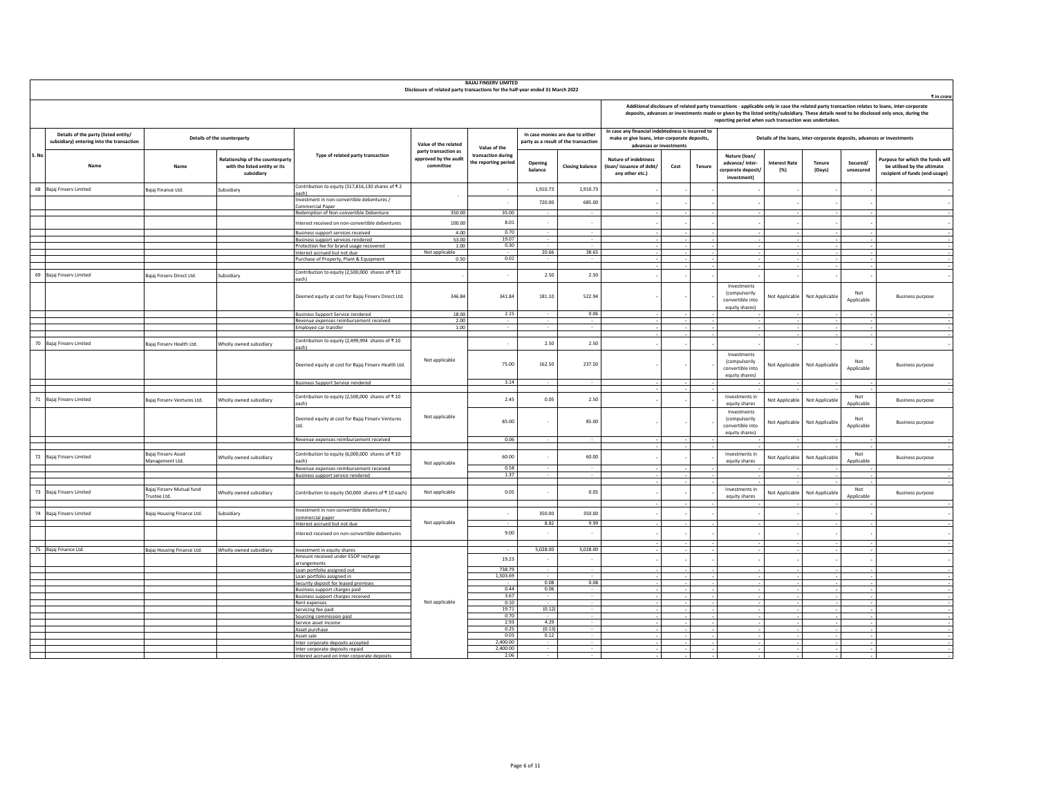**BAJAJ FINSERV LIMITED**

**Disclosure of related party transactions for the half-year ended 31 March 2022**

₹ in crore

| S. No | Details of the party (listed entity/ subsidiary) entering into the transaction | Details of the counterparty | | Type of related party transaction | Value of the related party transaction as approved by the audit committee | Value of the transaction during the reporting period | In case monies are due to either party as a result of the transaction | | Additional disclosure of related party transactions - applicable only in case the related party transaction relates to loans, inter-corporate deposits, advances or investments made or given by the listed entity/subsidiary. These details need to be disclosed only once, during the reporting period when such transaction was undertaken. In case any financial indebtedness is incurred to make or give loans, inter-corporate deposits, advances or investments | | | Details of the loans, inter-corporate deposits, advances or investments | | | | |
|---|---|---|---|---|---|---|---|---|---|---|---|---|---|---|---|---|
| | Name | Name | Relationship of the counterparty with the listed entity or its subsidiary | | | | Opening balance | Closing balance | Nature of indebtness (loan/ issuance of debt/ any other etc.) | Cost | Tenure | Nature (loan/ advance/ inter-corporate deposit/ investment) | Interest Rate (%) | Tenure (Days) | Secured/ unsecured | Purpose for which the funds will be utilised by the ultimate recipient of funds (end-usage) |
| 68 | Bajaj Finserv Limited | Bajaj Finance Ltd. | Subsidiary | Contribution to equity (317,816,130 shares of ₹ 2 each) | - | - | 1,910.73 | 1,910.73 | - | - | - | - | - | - | - | - |
| | | | | Investment in non-convertible debentures / Commercial Paper | | - | 720.00 | 685.00 | - | - | - | - | - | - | - | - |
| | | | | Redemption of Non-convertible Debenture | 350.00 | 35.00 | - | - | - | - | - | - | - | - | - | - |
| | | | | Interest received on non-convertible debentures | 100.00 | 8.01 | - | - | - | - | - | - | - | - | - | - |
| | | | | Business support services received | 4.00 | 0.70 | - | - | - | - | - | - | - | - | - | - |
| | | | | Business support services rendered | 53.00 | 19.07 | - | - | - | - | - | - | - | - | - | - |
| | | | | Protection fee for brand usage recovered | 1.00 | 0.30 | - | - | - | - | - | - | - | - | - | - |
| | | | | Interest accrued but not due | Not applicable | - | 20.66 | 38.65 | - | - | - | - | - | - | - | - |
| | | | | Purchase of Property, Plant & Equipment | 0.50 | 0.01 | - | - | - | - | - | - | - | - | - | - |
| 69 | Bajaj Finserv Limited | Bajaj Finserv Direct Ltd. | Subsidiary | Contribution to equity (2,500,000 shares of ₹ 10 each) | - | - | 2.50 | 2.50 | - | - | - | - | - | - | - | - |
| | | | | Deemed equity at cost for Bajaj Finserv Direct Ltd. | 346.84 | 341.84 | 181.10 | 522.94 | - | - | - | Investments (compulsorily convertible into equity shares) | Not Applicable | Not Applicable | Not Applicable | Business purpose |
| | | | | Business Support Service rendered | 18.00 | 2.15 | - | 0.06 | - | - | - | - | - | - | - | - |
| | | | | Revenue expenses reimbursement received | 2.00 | - | - | - | - | - | - | - | - | - | - | - |
| | | | | Employee car transfer | 1.00 | - | - | - | - | - | - | - | - | - | - | - |
| 70 | Bajaj Finserv Limited | Bajaj Finserv Health Ltd. | Wholly owned subsidiary | Contribution to equity (2,499,994 shares of ₹ 10 each) | Not applicable | - | 2.50 | 2.50 | - | - | - | - | - | - | - | - |
| | | | | Deemed equity at cost for Bajaj Finserv Health Ltd. | | 75.00 | 162.50 | 237.50 | - | - | - | Investments (compulsorily convertible into equity shares) | Not Applicable | Not Applicable | Not Applicable | Business purpose |
| | | | | Business Support Service rendered | | 3.14 | - | - | - | - | - | - | - | - | - | - |
| 71 | Bajaj Finserv Limited | Bajaj Finserv Ventures Ltd. | Wholly owned subsidiary | Contribution to equity (2,500,000 shares of ₹ 10 each) | Not applicable | 2.45 | 0.05 | 2.50 | - | - | - | Investments in equity shares | Not Applicable | Not Applicable | Not Applicable | Business purpose |
| | | | | Deemed equity at cost for Bajaj Finserv Ventures Ltd. | | 85.00 | - | 85.00 | - | - | - | Investments (compulsorily convertible into equity shares) | Not Applicable | Not Applicable | Not Applicable | Business purpose |
| | | | | Revenue expenses reimbursement received | | 0.06 | - | - | - | - | - | - | - | - | - | - |
| 72 | Bajaj Finserv Limited | Bajaj Finserv Asset Management Ltd. | Wholly owned subsidiary | Contribution to equity (6,000,000 shares of ₹ 10 each) | Not applicable | 60.00 | - | 60.00 | - | - | - | Investments in equity shares | Not Applicable | Not Applicable | Not Applicable | Business purpose |
| | | | | Revenue expenses reimbursement received | | 0.58 | - | - | - | - | - | - | - | - | - | - |
| | | | | Business support service rendered | | 1.37 | - | - | - | - | - | - | - | - | - | - |
| 73 | Bajaj Finserv Limited | Bajaj Finserv Mutual fund Trustee Ltd. | Wholly owned subsidiary | Contribution to equity (50,000 shares of ₹ 10 each) | Not applicable | 0.05 | - | 0.05 | - | - | - | Investments in equity shares | Not Applicable | Not Applicable | Not Applicable | Business purpose |
| 74 | Bajaj Finserv Limited | Bajaj Housing Finance Ltd. | Subsidiary | Investment in non-convertible debentures / commercial paper | Not applicable | - | 350.00 | 350.00 | - | - | - | - | - | - | - | - |
| | | | | Interest accrued but not due | | - | 8.82 | 9.99 | - | - | - | - | - | - | - | - |
| | | | | Interest received on non-convertible debentures | | 9.00 | - | - | - | - | - | - | - | - | - | - |
| 75 | Bajaj Finance Ltd. | Bajaj Housing Finance Ltd. | Wholly owned subsidiary | Investment in equity shares | Not applicable | - | 5,028.00 | 5,028.00 | - | - | - | - | - | - | - | - |
| | | | | Amount received under ESOP recharge arrangements | | 19.23 | - | - | - | - | - | - | - | - | - | - |
| | | | | Loan portfolio assigned out | | 738.79 | - | - | - | - | - | - | - | - | - | - |
| | | | | Loan portfolio assigned in | | 1,503.69 | - | - | - | - | - | - | - | - | - | - |
| | | | | Security deposit for leased premises | | - | 0.08 | 0.08 | - | - | - | - | - | - | - | - |
| | | | | Business support charges paid | | 0.44 | 0.06 | - | - | - | - | - | - | - | - | - |
| | | | | Business support charges received | | 3.67 | - | - | - | - | - | - | - | - | - | - |
| | | | | Rent expenses | | 0.10 | - | - | - | - | - | - | - | - | - | - |
| | | | | Servicing fee paid | | 19.71 | (0.12) | - | - | - | - | - | - | - | - | - |
| | | | | Sourcing commission paid | | 0.70 | - | - | - | - | - | - | - | - | - | - |
| | | | | Service asset income | | 2.93 | 4.29 | - | - | - | - | - | - | - | - | - |
| | | | | Asset purchase | | 0.25 | (0.13) | - | - | - | - | - | - | - | - | - |
| | | | | Asset sale | | 0.03 | 0.12 | - | - | - | - | - | - | - | - | - |
| | | | | Inter corporate deposits accepted | | 2,400.00 | - | - | - | - | - | - | - | - | - | - |
| | | | | Inter corporate deposits repaid | | 2,400.00 | - | - | - | - | - | - | - | - | - | - |
| | | | | Interest accrued on Inter corporate deposits | | 2.06 | - | - | - | - | - | - | - | - | - | - |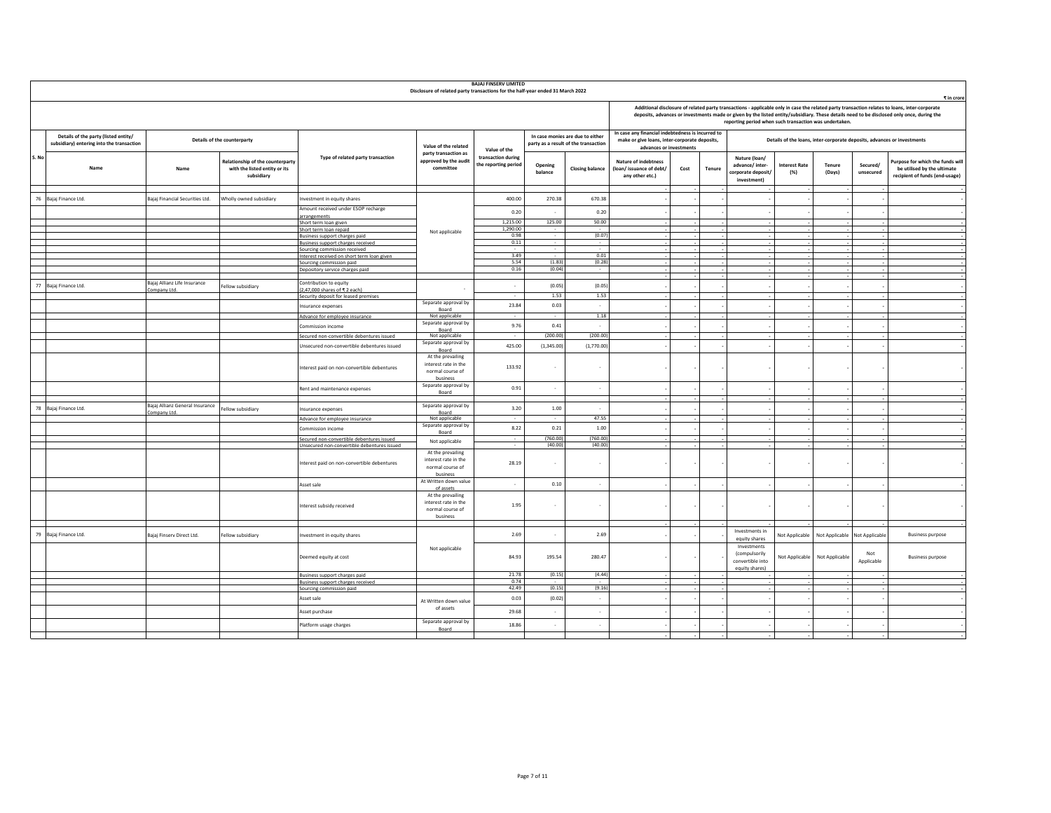**BAJAJ FINSERV LIMITED**

**Disclosure of related party transactions for the half-year ended 31 March 2022**

₹ in crore

| S. No | Details of the party (listed entity/ subsidiary) entering into the transaction | Details of the counterparty | | Type of related party transaction | Value of the related party transaction as approved by the audit committee | Value of the transaction during the reporting period | In case monies are due to either party as a result of the transaction | | Additional disclosure of related party transactions - applicable only in case the related party transaction relates to loans, inter-corporate deposits, advances or investments made or given by the listed entity/subsidiary. These details need to be disclosed only once, during the reporting period when such transaction was undertaken. In case any financial indebtedness is incurred to make or give loans, inter-corporate deposits, advances or investments | | | Details of the loans, inter-corporate deposits, advances or investments | | | | |
|---|---|---|---|---|---|---|---|---|---|---|---|---|---|---|---|---|
| | Name | Name | Relationship of the counterparty with the listed entity or its subsidiary | | | | Opening balance | Closing balance | Nature of indebtedness (loan/ issuance of debt/ any other etc.) | Cost | Tenure | Nature (loan/ advance/ inter-corporate deposit/ investment) | Interest Rate (%) | Tenure (Days) | Secured/ unsecured | Purpose for which the funds will be utilised by the ultimate recipient of funds (end-usage) |
| 76 | Bajaj Finance Ltd. | Bajaj Financial Securities Ltd. | Wholly owned subsidiary | Investment in equity shares | Not applicable | 400.00 | 270.38 | 670.38 | - | - | - | - | - | - | - | - |
| | | | | Amount received under ESOP recharge arrangements | | 0.20 | - | 0.20 | - | - | - | - | - | - | - | - |
| | | | | Short term loan given | | 1,215.00 | 125.00 | 50.00 | - | - | - | - | - | - | - | - |
| | | | | Short term loan repaid | | 1,290.00 | - | - | - | - | - | - | - | - | - | - |
| | | | | Business support charges paid | | 0.98 | - | (0.07) | - | - | - | - | - | - | - | - |
| | | | | Business support charges received | | 0.11 | - | - | - | - | - | - | - | - | - | - |
| | | | | Sourcing commission received | | - | - | - | - | - | - | - | - | - | - | - |
| | | | | Interest received on short term loan given | | 3.49 | - | 0.01 | - | - | - | - | - | - | - | - |
| | | | | Sourcing commission paid | | 5.54 | (1.83) | (0.28) | - | - | - | - | - | - | - | - |
| | | | | Depository service charges paid | | 0.16 | (0.04) | - | - | - | - | - | - | - | - | - |
| 77 | Bajaj Finance Ltd. | Bajaj Allianz Life Insurance Company Ltd. | Fellow subsidiary | Contribution to equity (2,47,000 shares of ₹ 2 each) | - | - | (0.05) | (0.05) | - | - | - | - | - | - | - | - |
| | | | | Security deposit for leased premises | | - | 1.53 | 1.53 | - | - | - | - | - | - | - | - |
| | | | | Insurance expenses | Separate approval by Board | 23.84 | 0.03 | - | - | - | - | - | - | - | - | - |
| | | | | Advance for employee insurance | Not applicable | - | - | 1.18 | - | - | - | - | - | - | - | - |
| | | | | Commission income | Separate approval by Board | 9.76 | 0.41 | - | - | - | - | - | - | - | - | - |
| | | | | Secured non-convertible debentures issued | Not applicable | - | (200.00) | (200.00) | - | - | - | - | - | - | - | - |
| | | | | Unsecured non-convertible debentures issued | Separate approval by Board | 425.00 | (1,345.00) | (1,770.00) | - | - | - | - | - | - | - | - |
| | | | | Interest paid on non-convertible debentures | At the prevailing interest rate in the normal course of business | 133.92 | - | - | - | - | - | - | - | - | - | - |
| | | | | Rent and maintenance expenses | Separate approval by Board | 0.91 | - | - | - | - | - | - | - | - | - | - |
| 78 | Bajaj Finance Ltd. | Bajaj Allianz General Insurance Company Ltd. | Fellow subsidiary | Insurance expenses | Separate approval by Board | 3.20 | 1.00 | - | - | - | - | - | - | - | - | - |
| | | | | Advance for employee insurance | Not applicable | - | - | 47.55 | - | - | - | - | - | - | - | - |
| | | | | Commission income | Separate approval by Board | 8.22 | 0.21 | 1.00 | - | - | - | - | - | - | - | - |
| | | | | Secured non-convertible debentures issued | Not applicable | - | (760.00) | (760.00) | - | - | - | - | - | - | - | - |
| | | | | Unsecured non-convertible debentures issued | | - | (40.00) | (40.00) | - | - | - | - | - | - | - | - |
| | | | | Interest paid on non-convertible debentures | At the prevailing interest rate in the normal course of business | 28.19 | - | - | - | - | - | - | - | - | - | - |
| | | | | Asset sale | At Written down value of assets | - | 0.10 | - | - | - | - | - | - | - | - | - |
| | | | | Interest subsidy received | At the prevailing interest rate in the normal course of business | 1.95 | - | - | - | - | - | - | - | - | - | - |
| 79 | Bajaj Finance Ltd. | Bajaj Finserv Direct Ltd. | Fellow subsidiary | Investment in equity shares | Not applicable | 2.69 | - | 2.69 | - | - | - | Investments in equity shares | Not Applicable | Not Applicable | Not Applicable | Business purpose |
| | | | | Deemed equity at cost | | 84.93 | 195.54 | 280.47 | - | - | - | Investments (compulsorily convertible into equity shares) | Not Applicable | Not Applicable | Not Applicable | Business purpose |
| | | | | Business support charges paid | | 21.78 | (0.15) | (4.44) | - | - | - | - | - | - | - | - |
| | | | | Business support charges received | | 0.74 | - | - | - | - | - | - | - | - | - | - |
| | | | | Sourcing commission paid | | 42.49 | (0.15) | (9.16) | - | - | - | - | - | - | - | - |
| | | | | Asset sale | At Written down value of assets | 0.03 | (0.02) | - | - | - | - | - | - | - | - | - |
| | | | | Asset purchase | | 29.68 | - | - | - | - | - | - | - | - | - | - |
| | | | | Platform usage charges | Separate approval by Board | 18.86 | - | - | - | - | - | - | - | - | - | - |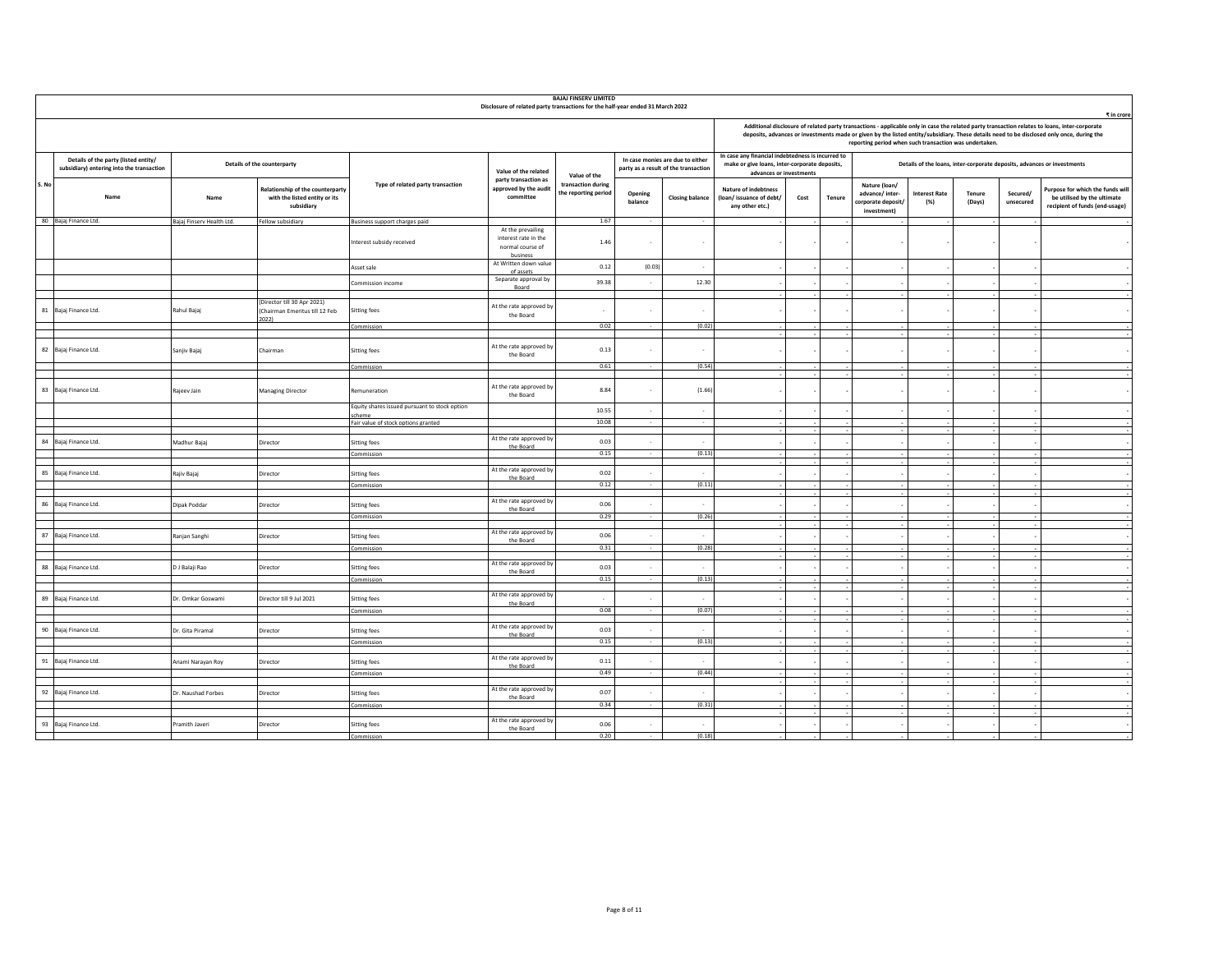**BAJAJ FINSERV LIMITED**

**Disclosure of related party transactions for the half-year ended 31 March 2022**

₹ In crore

| S. No | Details of the party (listed entity/ subsidiary) entering into the transaction | Details of the counterparty | | Type of related party transaction | Value of the related party transaction as approved by the audit committee | Value of the transaction during the reporting period | In case monies are due to either party as a result of the transaction | | Additional disclosure of related party transactions - applicable only in case the related party transaction relates to loans, inter-corporate deposits, advances or investments made or given by the listed entity/subsidiary. These details need to be disclosed only once, during the reporting period when such transaction was undertaken. In case any financial indebtedness is incurred to make or give loans, inter-corporate deposits, advances or investments | | | Details of the loans, inter-corporate deposits, advances or investments | | | | | |
|---|---|---|---|---|---|---|---|---|---|---|---|---|---|---|---|---|---|
| | Name | Name | Relationship of the counterparty with the listed entity or its subsidiary | | | | Opening balance | Closing balance | Nature of indebtness (loan/ issuance of debt/ any other etc.) | Cost | Tenure | Nature (loan/ advance/ inter-corporate deposit/ investment) | Interest Rate (%) | Tenure (Days) | Secured/ unsecured | Purpose for which the funds will be utilised by the ultimate recipient of funds (end-usage) |
| 80 | Bajaj Finance Ltd. | Bajaj Finserv Health Ltd. | Fellow subsidiary | Business support charges paid | | 1.67 | - | - | - | - | - | - | - | - | - | - |
| | | | | Interest subsidy received | At the prevailing interest rate in the normal course of business | 1.46 | - | - | - | - | - | - | - | - | - | - |
| | | | | Asset sale | At Written down value of assets | 0.12 | (0.03) | - | - | - | - | - | - | - | - | - |
| | | | | Commission income | Separate approval by Board | 39.38 | - | 12.30 | - | - | - | - | - | - | - | - |
| 81 | Bajaj Finance Ltd. | Rahul Bajaj | (Director till 30 Apr 2021) (Chairman Emeritus till 12 Feb 2022) | Sitting fees | At the rate approved by the Board | - | - | - | - | - | - | - | - | - | - | - |
| | | | | Commission | | 0.02 | - | (0.02) | - | - | - | - | - | - | - | - |
| 82 | Bajaj Finance Ltd. | Sanjiv Bajaj | Chairman | Sitting fees | At the rate approved by the Board | 0.13 | - | - | - | - | - | - | - | - | - | - |
| | | | | Commission | | 0.61 | - | (0.54) | - | - | - | - | - | - | - | - |
| 83 | Bajaj Finance Ltd. | Rajeev Jain | Managing Director | Remuneration | At the rate approved by the Board | 8.84 | - | (1.66) | - | - | - | - | - | - | - | - |
| | | | | Equity shares issued pursuant to stock option scheme | | 10.55 | - | - | - | - | - | - | - | - | - | - |
| | | | | Fair value of stock options granted | | 10.08 | - | - | - | - | - | - | - | - | - | - |
| 84 | Bajaj Finance Ltd. | Madhur Bajaj | Director | Sitting fees | At the rate approved by the Board | 0.03 | - | - | - | - | - | - | - | - | - | - |
| | | | | Commission | | 0.15 | - | (0.13) | - | - | - | - | - | - | - | - |
| 85 | Bajaj Finance Ltd. | Rajiv Bajaj | Director | Sitting fees | At the rate approved by the Board | 0.02 | - | - | - | - | - | - | - | - | - | - |
| | | | | Commission | | 0.12 | - | (0.11) | - | - | - | - | - | - | - | - |
| 86 | Bajaj Finance Ltd. | Dipak Poddar | Director | Sitting fees | At the rate approved by the Board | 0.06 | - | - | - | - | - | - | - | - | - | - |
| | | | | Commission | | 0.29 | - | (0.26) | - | - | - | - | - | - | - | - |
| 87 | Bajaj Finance Ltd. | Ranjan Sanghi | Director | Sitting fees | At the rate approved by the Board | 0.06 | - | - | - | - | - | - | - | - | - | - |
| | | | | Commission | | 0.31 | - | (0.28) | - | - | - | - | - | - | - | - |
| 88 | Bajaj Finance Ltd. | D J Balaji Rao | Director | Sitting fees | At the rate approved by the Board | 0.03 | - | - | - | - | - | - | - | - | - | - |
| | | | | Commission | | 0.15 | - | (0.13) | - | - | - | - | - | - | - | - |
| 89 | Bajaj Finance Ltd. | Dr. Omkar Goswami | Director till 9 Jul 2021 | Sitting fees | At the rate approved by the Board | - | - | - | - | - | - | - | - | - | - | - |
| | | | | Commission | | 0.08 | - | (0.07) | - | - | - | - | - | - | - | - |
| 90 | Bajaj Finance Ltd. | Dr. Gita Piramal | Director | Sitting fees | At the rate approved by the Board | 0.03 | - | - | - | - | - | - | - | - | - | - |
| | | | | Commission | | 0.15 | - | (0.13) | - | - | - | - | - | - | - | - |
| 91 | Bajaj Finance Ltd. | Anami Narayan Roy | Director | Sitting fees | At the rate approved by the Board | 0.11 | - | - | - | - | - | - | - | - | - | - |
| | | | | Commission | | 0.49 | - | (0.44) | - | - | - | - | - | - | - | - |
| 92 | Bajaj Finance Ltd. | Dr. Naushad Forbes | Director | Sitting fees | At the rate approved by the Board | 0.07 | - | - | - | - | - | - | - | - | - | - |
| | | | | Commission | | 0.34 | - | (0.31) | - | - | - | - | - | - | - | - |
| 93 | Bajaj Finance Ltd. | Pramith Javeri | Director | Sitting fees | At the rate approved by the Board | 0.06 | - | - | - | - | - | - | - | - | - | - |
| | | | | Commission | | 0.20 | - | (0.18) | - | - | - | - | - | - | - | - |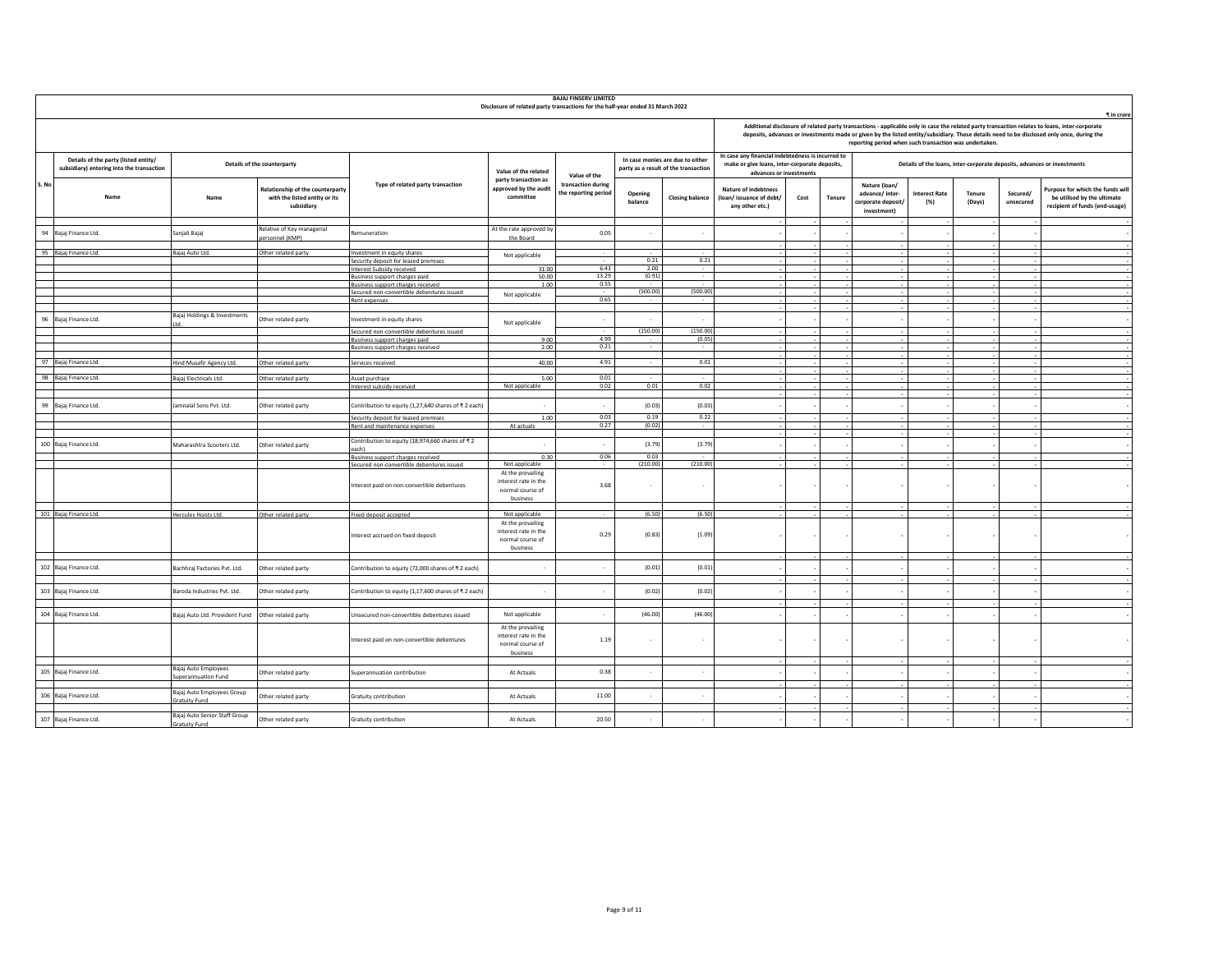**BAJAJ FINSERV LIMITED**

**Disclosure of related party transactions for the half-year ended 31 March 2022**

₹ in crore

| S. No | Details of the party (listed entity/ subsidiary) entering into the transaction | Details of the counterparty | | Type of related party transaction | Value of the related party transaction as approved by the audit committee | Value of the transaction during the reporting period | In case monies are due to either party as a result of the transaction | | Additional disclosure of related party transactions - applicable only in case the related party transaction relates to loans, inter-corporate deposits, advances or investments made or given by the listed entity/subsidiary. These details need to be disclosed only once, during the reporting period when such transaction was undertaken. | | | | | | | |
|---|---|---|---|---|---|---|---|---|---|---|---|---|---|---|---|---|
| | | | | | | | | | In case any financial indebtedness is incurred to make or give loans, inter-corporate deposits, advances or investments | | | Details of the loans, inter-corporate deposits, advances or investments | | | | |
| | Name | Name | Relationship of the counterparty with the listed entity or its subsidiary | | | | Opening balance | Closing balance | Nature of indebtness (loan/ issuance of debt/ any other etc.) | Cost | Tenure | Nature (loan/ advance/ inter-corporate deposit/ investment) | Interest Rate (%) | Tenure (Days) | Secured/ unsecured | Purpose for which the funds will be utilised by the ultimate recipient of funds (end-usage) |
| 94 | Bajaj Finance Ltd. | Sanjali Bajaj | Relative of Key managerial personnel (KMP) | Remuneration | At the rate approved by the Board | 0.05 | - | - | - | - | - | - | - | - | - | - |
| 95 | Bajaj Finance Ltd. | Bajaj Auto Ltd. | Other related party | Investment in equity shares | Not applicable | - | - | - | - | - | - | - | - | - | - | - |
| | | | | Security deposit for leased premises | | - | 0.21 | 0.21 | - | - | - | - | - | - | - | - |
| | | | | Interest Subsidy received | 31.00 | 6.43 | 2.00 | - | - | - | - | - | - | - | - | - |
| | | | | Business support charges paid | 50.00 | 13.29 | (0.91) | - | - | - | - | - | - | - | - | - |
| | | | | Business support charges received | 1.00 | 0.55 | - | - | - | - | - | - | - | - | - | - |
| | | | | Secured non-convertible debentures issued | Not applicable | - | (500.00) | (500.00) | - | - | - | - | - | - | - | - |
| | | | | Rent expenses | | 0.65 | - | - | - | - | - | - | - | - | - | - |
| 96 | Bajaj Finance Ltd. | Bajaj Holdings & Investments Ltd. | Other related party | Investment in equity shares | Not applicable | - | - | - | - | - | - | - | - | - | - | - |
| | | | | Secured non-convertible debentures issued | | - | (150.00) | (150.00) | - | - | - | - | - | - | - | - |
| | | | | Business support charges paid | 9.00 | 4.99 | - | (0.05) | - | - | - | - | - | - | - | - |
| | | | | Business support charges received | 2.00 | 0.21 | - | - | - | - | - | - | - | - | - | - |
| 97 | Bajaj Finance Ltd. | Hind Musafir Agency Ltd. | Other related party | Services received | 40.00 | 4.91 | - | 0.01 | - | - | - | - | - | - | - | - |
| 98 | Bajaj Finance Ltd. | Bajaj Electricals Ltd. | Other related party | Asset purchase | 5.00 | 0.01 | - | - | - | - | - | - | - | - | - | - |
| | | | | Interest subsidy received | Not applicable | 0.02 | 0.01 | 0.02 | - | - | - | - | - | - | - | - |
| 99 | Bajaj Finance Ltd. | Jamnalal Sons Pvt. Ltd. | Other related party | Contribution to equity (1,27,640 shares of ₹ 2 each) | - | - | (0.03) | (0.03) | - | - | - | - | - | - | - | - |
| | | | | Security deposit for leased premises | 1.00 | 0.03 | 0.19 | 0.22 | - | - | - | - | - | - | - | - |
| | | | | Rent and maintenance expenses | At actuals | 0.27 | (0.02) | - | - | - | - | - | - | - | - | - |
| 100 | Bajaj Finance Ltd. | Maharashtra Scooters Ltd. | Other related party | Contribution to equity (18,974,660 shares of ₹ 2 each) | - | - | (3.79) | (3.79) | - | - | - | - | - | - | - | - |
| | | | | Business support charges received | 0.30 | 0.06 | 0.03 | - | - | - | - | - | - | - | - | - |
| | | | | Secured non-convertible debentures issued | Not applicable | - | (210.00) | (210.00) | - | - | - | - | - | - | - | - |
| | | | | Interest paid on non-convertible debentures | At the prevailing interest rate in the normal course of business | 3.68 | - | - | - | - | - | - | - | - | - | - |
| 101 | Bajaj Finance Ltd. | Hercules Hoists Ltd. | Other related party | Fixed deposit accepted | Not applicable | - | (6.50) | (6.50) | - | - | - | - | - | - | - | - |
| | | | | Interest accrued on fixed deposit | At the prevailing interest rate in the normal course of business | 0.29 | (0.83) | (1.09) | - | - | - | - | - | - | - | - |
| 102 | Bajaj Finance Ltd. | Bachhraj Factories Pvt. Ltd. | Other related party | Contribution to equity (72,000 shares of ₹ 2 each) | - | - | (0.01) | (0.01) | - | - | - | - | - | - | - | - |
| 103 | Bajaj Finance Ltd. | Baroda Industries Pvt. Ltd. | Other related party | Contribution to equity (1,17,600 shares of ₹ 2 each) | - | - | (0.02) | (0.02) | - | - | - | - | - | - | - | - |
| 104 | Bajaj Finance Ltd. | Bajaj Auto Ltd. Provident Fund | Other related party | Unsecured non-convertible debentures issued | Not applicable | - | (46.00) | (46.00) | - | - | - | - | - | - | - | - |
| | | | | Interest paid on non-convertible debentures | At the prevailing interest rate in the normal course of business | 1.19 | - | - | - | - | - | - | - | - | - | - |
| 105 | Bajaj Finance Ltd. | Bajaj Auto Employees Superannuation Fund | Other related party | Superannuation contribution | At Actuals | 0.38 | - | - | - | - | - | - | - | - | - | - |
| 106 | Bajaj Finance Ltd. | Bajaj Auto Employees Group Gratuity Fund | Other related party | Gratuity contribution | At Actuals | 11.00 | - | - | - | - | - | - | - | - | - | - |
| 107 | Bajaj Finance Ltd. | Bajaj Auto Senior Staff Group Gratuity Fund | Other related party | Gratuity contribution | At Actuals | 20.50 | - | - | - | - | - | - | - | - | - | - |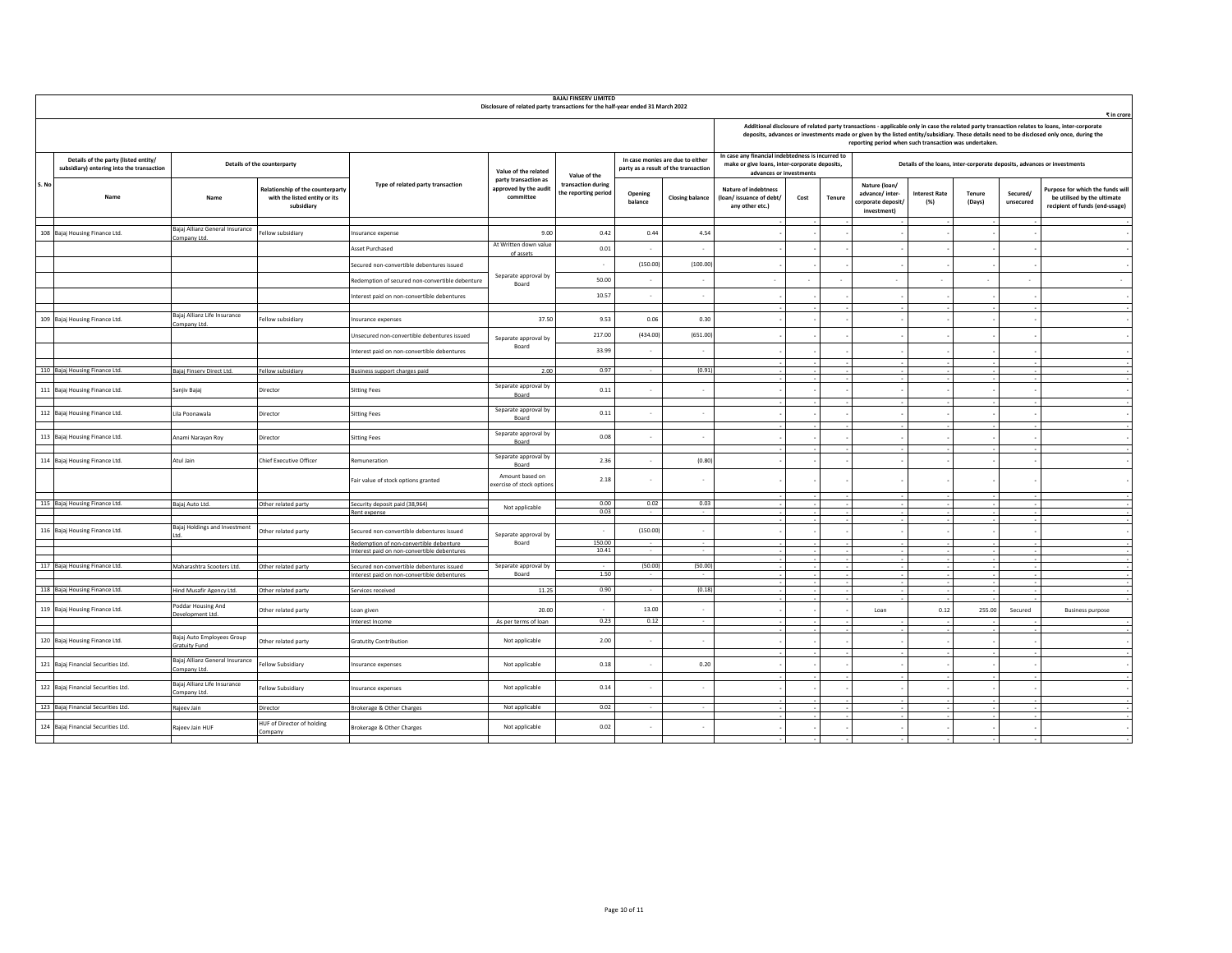**BAJAJ FINSERV LIMITED**

**Disclosure of related party transactions for the half-year ended 31 March 2022**

₹ in crore

| S. No | Details of the party (listed entity/ subsidiary) entering into the transaction | Details of the counterparty | | Type of related party transaction | Value of the related party transaction as approved by the audit committee | Value of the transaction during the reporting period | In case monies are due to either party as a result of the transaction | | Additional disclosure of related party transactions - applicable only in case the related party transaction relates to loans, inter-corporate deposits, advances or investments made or given by the listed entity/subsidiary. These details need to be disclosed only once, during the reporting period when such transaction was undertaken. In case any financial indebtedness is incurred to make or give loans, inter-corporate deposits, advances or investments | | | Details of the loans, inter-corporate deposits, advances or investments | | | | |
|---|---|---|---|---|---|---|---|---|---|---|---|---|---|---|---|---|
| | Name | Name | Relationship of the counterparty with the listed entity or its subsidiary | | | | Opening balance | Closing balance | Nature of indebtness (loan/ issuance of debt/ any other etc.) | Cost | Tenure | Nature (loan/ advance/ inter-corporate deposit/ investment) | Interest Rate (%) | Tenure (Days) | Secured/ unsecured | Purpose for which the funds will be utilised by the ultimate recipient of funds (end-usage) |
| 108 | Bajaj Housing Finance Ltd. | Bajaj Allianz General Insurance Company Ltd. | Fellow subsidiary | Insurance expense | 9.00 | 0.42 | 0.44 | 4.54 | - | - | - | - | - | - | - | - |
| | | | | Asset Purchased | At Written down value of assets | 0.01 | - | - | - | - | - | - | - | - | - | - |
| | | | | Secured non-convertible debentures issued | Separate approval by Board | - | (150.00) | (100.00) | - | - | - | - | - | - | - | - |
| | | | | Redemption of secured non-convertible debenture | | 50.00 | - | - | - | - | - | - | - | - | - | - |
| | | | | Interest paid on non-convertible debentures | | 10.57 | - | - | - | - | - | - | - | - | - | - |
| 109 | Bajaj Housing Finance Ltd. | Bajaj Allianz Life Insurance Company Ltd. | Fellow subsidiary | Insurance expenses | 37.50 | 9.53 | 0.06 | 0.30 | - | - | - | - | - | - | - | - |
| | | | | Unsecured non-convertible debentures issued | Separate approval by Board | 217.00 | (434.00) | (651.00) | - | - | - | - | - | - | - | - |
| | | | | Interest paid on non-convertible debentures | | 33.99 | - | - | - | - | - | - | - | - | - | - |
| 110 | Bajaj Housing Finance Ltd. | Bajaj Finserv Direct Ltd. | Fellow subsidiary | Business support charges paid | 2.00 | 0.97 | - | (0.91) | - | - | - | - | - | - | - | - |
| 111 | Bajaj Housing Finance Ltd. | Sanjiv Bajaj | Director | Sitting Fees | Separate approval by Board | 0.11 | - | - | - | - | - | - | - | - | - | - |
| 112 | Bajaj Housing Finance Ltd. | Lila Poonawala | Director | Sitting Fees | Separate approval by Board | 0.11 | - | - | - | - | - | - | - | - | - | - |
| 113 | Bajaj Housing Finance Ltd. | Anami Narayan Roy | Director | Sitting Fees | Separate approval by Board | 0.08 | - | - | - | - | - | - | - | - | - | - |
| 114 | Bajaj Housing Finance Ltd. | Atul Jain | Chief Executive Officer | Remuneration | Separate approval by Board | 2.36 | - | (0.80) | - | - | - | - | - | - | - | - |
| | | | | Fair value of stock options granted | Amount based on exercise of stock options | 2.18 | - | - | - | - | - | - | - | - | - | - |
| 115 | Bajaj Housing Finance Ltd. | Bajaj Auto Ltd. | Other related party | Security deposit paid (38,964) | Not applicable | 0.00 | 0.02 | 0.03 | - | - | - | - | - | - | - | - |
| | | | | Rent expense | | 0.03 | - | - | - | - | - | - | - | - | - | - |
| 116 | Bajaj Housing Finance Ltd. | Bajaj Holdings and Investment Ltd. | Other related party | Secured non-convertible debentures issued | Separate approval by Board | - | (150.00) | - | - | - | - | - | - | - | - | - |
| | | | | Redemption of non-convertible debenture | | 150.00 | - | - | - | - | - | - | - | - | - | - |
| | | | | Interest paid on non-convertible debentures | | 10.41 | - | - | - | - | - | - | - | - | - | - |
| 117 | Bajaj Housing Finance Ltd. | Maharashtra Scooters Ltd. | Other related party | Secured non-convertible debentures issued | Separate approval by Board | - | (50.00) | (50.00) | - | - | - | - | - | - | - | - |
| | | | | Interest paid on non-convertible debentures | | 1.50 | - | - | - | - | - | - | - | - | - | - |
| 118 | Bajaj Housing Finance Ltd. | Hind Musafir Agency Ltd. | Other related party | Services received | 11.25 | 0.90 | - | (0.18) | - | - | - | - | - | - | - | - |
| 119 | Bajaj Housing Finance Ltd. | Poddar Housing And Development Ltd. | Other related party | Loan given | 20.00 | - | 13.00 | - | - | - | - | Loan | 0.12 | 255.00 | Secured | Business purpose |
| | | | | Interest Income | As per terms of loan | 0.23 | 0.12 | - | - | - | - | - | - | - | - | - |
| 120 | Bajaj Housing Finance Ltd. | Bajaj Auto Employees Group Gratuity Fund | Other related party | Gratutity Contribution | Not applicable | 2.00 | - | - | - | - | - | - | - | - | - | - |
| 121 | Bajaj Financial Securities Ltd. | Bajaj Allianz General Insurance Company Ltd. | Fellow Subsidiary | Insurance expenses | Not applicable | 0.18 | - | 0.20 | - | - | - | - | - | - | - | - |
| 122 | Bajaj Financial Securities Ltd. | Bajaj Allianz Life Insurance Company Ltd. | Fellow Subsidiary | Insurance expenses | Not applicable | 0.14 | - | - | - | - | - | - | - | - | - | - |
| 123 | Bajaj Financial Securities Ltd. | Rajeev Jain | Director | Brokerage & Other Charges | Not applicable | 0.02 | - | - | - | - | - | - | - | - | - | - |
| 124 | Bajaj Financial Securities Ltd. | Rajeev Jain HUF | HUF of Director of holding Company | Brokerage & Other Charges | Not applicable | 0.02 | - | - | - | - | - | - | - | - | - | - |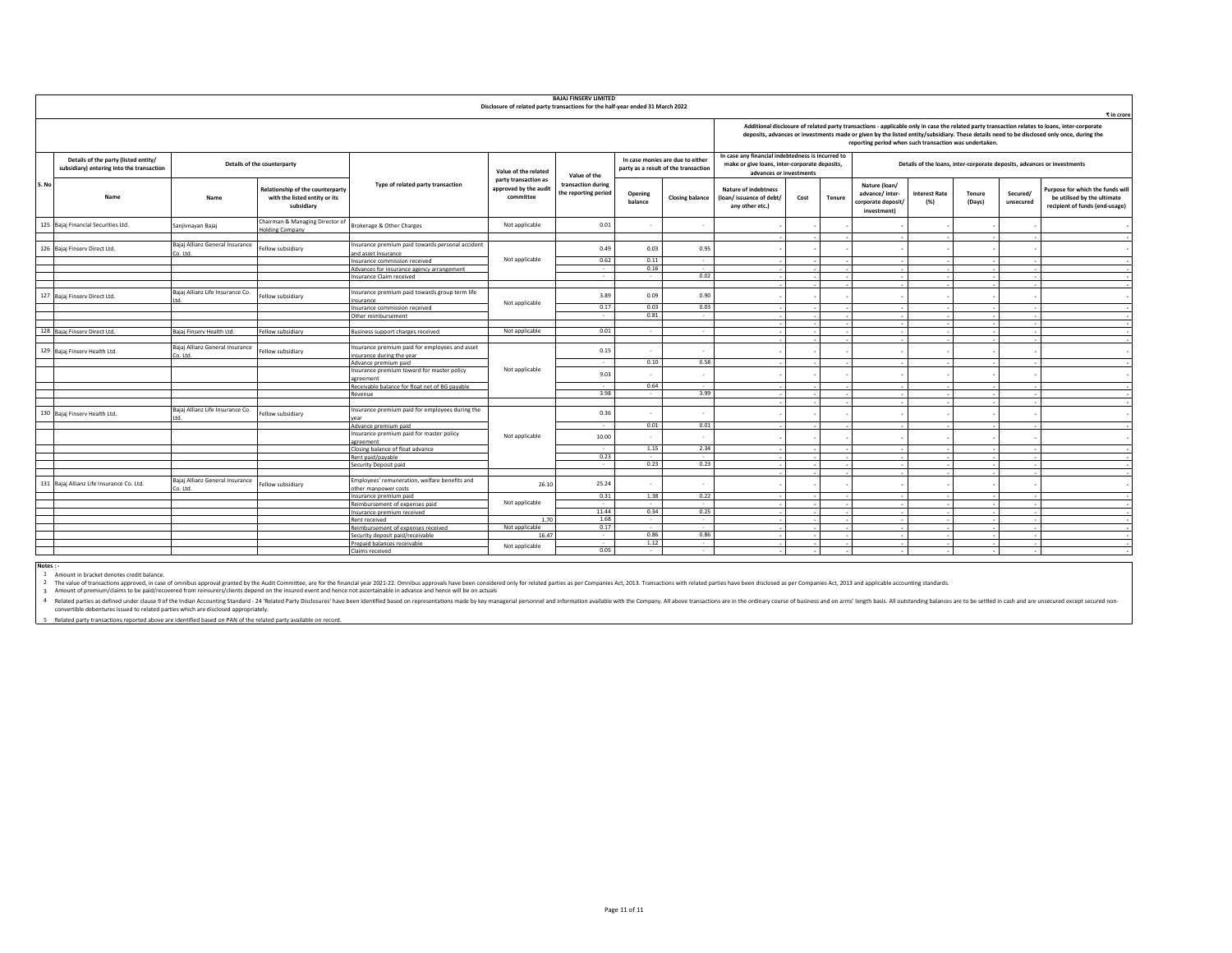**BAJAJ FINSERV LIMITED**

**Disclosure of related party transactions for the half-year ended 31 March 2022**

₹ in crore

| S. No | Details of the party (listed entity/ subsidiary) entering into the transaction | Details of the counterparty | | Type of related party transaction | Value of the related party transaction as approved by the audit committee | Value of the transaction during the reporting period | In case monies are due to either party as a result of the transaction | | Additional disclosure of related party transactions - applicable only in case the related party transaction relates to loans, inter-corporate deposits, advances or investments made or given by the listed entity/subsidiary. These details need to be disclosed only once, during the reporting period when such transaction was undertaken. | | | | | | | |
|---|---|---|---|---|---|---|---|---|---|---|---|---|---|---|---|---|
| | | | | | | | | | In case any financial indebtedness is incurred to make or give loans, inter-corporate deposits, advances or investments | | | Details of the loans, inter-corporate deposits, advances or investments | | | | |
| | Name | Name | Relationship of the counterparty with the listed entity or its subsidiary | | | | Opening balance | Closing balance | Nature of indebtness (loan/ issuance of debt/ any other etc.) | Cost | Tenure | Nature (loan/ advance/ inter-corporate deposit/ investment) | Interest Rate (%) | Tenure (Days) | Secured/ unsecured | Purpose for which the funds will be utilised by the ultimate recipient of funds (end-usage) |
| 125 | Bajaj Financial Securities Ltd. | Sanjivnayan Bajaj | Chairman & Managing Director of Holding Company | Brokerage & Other Charges | Not applicable | 0.01 | - | - | - | - | - | - | - | - | - | - |
| 126 | Bajaj Finserv Direct Ltd. | Bajaj Allianz General Insurance Co. Ltd. | Fellow subsidiary | Insurance premium paid towards personal accident and asset insurance | Not applicable | 0.49 | 0.03 | 0.95 | - | - | - | - | - | - | - | - |
| | | | | Insurance commission received | | 0.62 | 0.11 | - | - | - | - | - | - | - | - | - |
| | | | | Advances for insurance agency arrangement | | - | 0.16 | - | - | - | - | - | - | - | - | - |
| | | | | Insurance Claim received | | - | - | 0.02 | - | - | - | - | - | - | - | - |
| 127 | Bajaj Finserv Direct Ltd. | Bajaj Allianz Life Insurance Co. Ltd. | Fellow subsidiary | Insurance premium paid towards group term life insurance | Not applicable | 3.89 | 0.09 | 0.90 | - | - | - | - | - | - | - | - |
| | | | | Insurance commission received | | 0.17 | 0.03 | 0.03 | - | - | - | - | - | - | - | - |
| | | | | Other reimbursement | | - | 0.81 | - | - | - | - | - | - | - | - | - |
| 128 | Bajaj Finserv Direct Ltd. | Bajaj Finserv Health Ltd. | Fellow subsidiary | Business support charges received | Not applicable | 0.01 | - | - | - | - | - | - | - | - | - | - |
| 129 | Bajaj Finserv Health Ltd. | Bajaj Allianz General Insurance Co. Ltd. | Fellow subsidiary | Insurance premium paid for employees and asset insurance during the year | Not applicable | 0.15 | - | - | - | - | - | - | - | - | - | - |
| | | | | Advance premium paid | | - | 0.10 | 0.58 | - | - | - | - | - | - | - | - |
| | | | | Insurance premium toward for master policy agreement | | 9.03 | - | - | - | - | - | - | - | - | - | - |
| | | | | Receivable balance for float net of BG payable | | - | 0.64 | - | - | - | - | - | - | - | - | - |
| | | | | Revenue | | 3.98 | - | 3.99 | - | - | - | - | - | - | - | - |
| 130 | Bajaj Finserv Health Ltd. | Bajaj Allianz Life Insurance Co. Ltd. | Fellow subsidiary | Insurance premium paid for employees during the year | Not applicable | 0.36 | - | - | - | - | - | - | - | - | - | - |
| | | | | Advance premium paid | | - | 0.01 | 0.01 | - | - | - | - | - | - | - | - |
| | | | | Insurance premium paid for master policy agreement | | 10.00 | - | - | - | - | - | - | - | - | - | - |
| | | | | Closing balance of float advance | | - | 1.15 | 2.34 | - | - | - | - | - | - | - | - |
| | | | | Rent paid/payable | | 0.23 | - | - | - | - | - | - | - | - | - | - |
| | | | | Security Deposit paid | | - | 0.23 | 0.23 | - | - | - | - | - | - | - | - |
| 131 | Bajaj Allianz Life Insurance Co. Ltd. | Bajaj Allianz General Insurance Co. Ltd. | Fellow subsidiary | Employees' remuneration, welfare benefits and other manpower costs | 26.10 | 25.24 | - | - | - | - | - | - | - | - | - | - |
| | | | | Insurance premium paid | Not applicable | 0.31 | 1.38 | 0.22 | - | - | - | - | - | - | - | - |
| | | | | Reimbursement of expenses paid | | - | - | - | - | - | - | - | - | - | - | - |
| | | | | Insurance premium received | | 11.44 | 0.34 | 0.25 | - | - | - | - | - | - | - | - |
| | | | | Rent received | 1.70 | 1.68 | - | - | - | - | - | - | - | - | - | - |
| | | | | Reimbursement of expenses received | Not applicable | 0.17 | - | - | - | - | - | - | - | - | - | - |
| | | | | Security deposit paid/receivable | 16.47 | - | 0.86 | 0.86 | - | - | - | - | - | - | - | - |
| | | | | Prepaid balances receivable | Not applicable | - | 1.12 | - | - | - | - | - | - | - | - | - |
| | | | | Claims received | | 0.05 | - | - | - | - | - | - | - | - | - | - |

**Notes : -**

1. Amount in bracket denotes credit balance.
2. The value of transactions approved, in case of omnibus approval granted by the Audit Committee, are for the financial year 2021-22. Omnibus approvals have been considered only for related parties as per Companies Act, 2013. Transactions with related parties have been disclosed as per Companies Act, 2013 and applicable accounting standards.
3. Amount of premium/claims to be paid/recovered from reinsurers/clients depend on the insured event and hence not ascertainable in advance and hence will be on actuals
4. Related parties as defined under clause 9 of the Indian Accounting Standard - 24 'Related Party Disclosures' have been identified based on representations made by key managerial personnel and information available with the Company. All above transactions are in the ordinary course of business and on arms' length basis. All outstanding balances are to be settled in cash and are unsecured except secured non-convertible debentures issued to related parties which are disclosed appropriately.
5. Related party transactions reported above are identified based on PAN of the related party available on record.